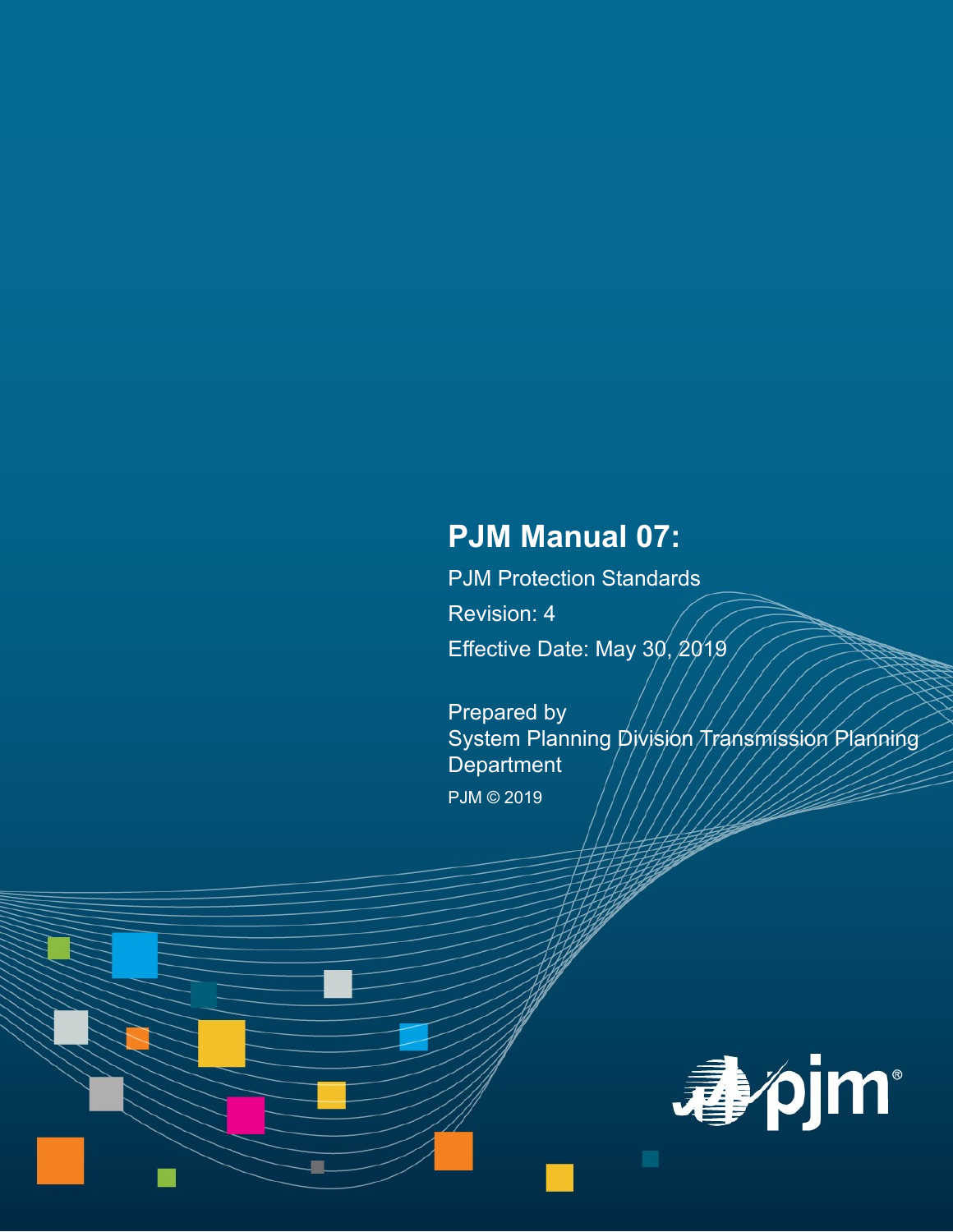# PJM Manual 07:

PJM Protection Standards

Revision: 4

Effective Date: May 30, 2019

Prepared by
System Planning Division Transmission Planning Department

PJM © 2019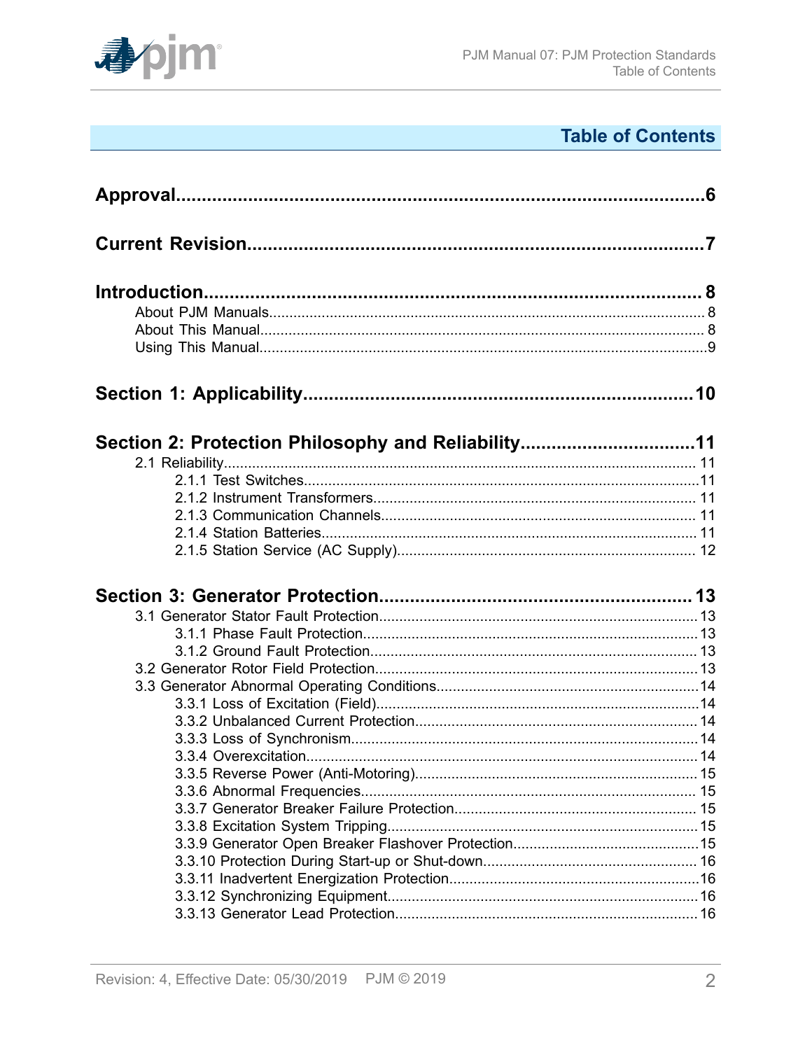# Table of Contents

**Approval** ........................................................................................................ 6

**Current Revision** ........................................................................................ 7

**Introduction** ................................................................................................ 8

- About PJM Manuals ............................................................................................ 8
- About This Manual .............................................................................................. 8
- Using This Manual ............................................................................................... 9

**Section 1: Applicability** ........................................................................... 10

**Section 2: Protection Philosophy and Reliability** ................................. 11

- 2.1 Reliability ..................................................................................................... 11
  - 2.1.1 Test Switches ........................................................................................ 11
  - 2.1.2 Instrument Transformers ....................................................................... 11
  - 2.1.3 Communication Channels ..................................................................... 11
  - 2.1.4 Station Batteries .................................................................................... 11
  - 2.1.5 Station Service (AC Supply) .................................................................. 12

**Section 3: Generator Protection** ............................................................. 13

- 3.1 Generator Stator Fault Protection ................................................................ 13
  - 3.1.1 Phase Fault Protection .......................................................................... 13
  - 3.1.2 Ground Fault Protection ........................................................................ 13
- 3.2 Generator Rotor Field Protection ................................................................. 13
- 3.3 Generator Abnormal Operating Conditions .................................................. 14
  - 3.3.1 Loss of Excitation (Field) ....................................................................... 14
  - 3.3.2 Unbalanced Current Protection ............................................................. 14
  - 3.3.3 Loss of Synchronism ............................................................................. 14
  - 3.3.4 Overexcitation ....................................................................................... 14
  - 3.3.5 Reverse Power (Anti-Motoring) ............................................................. 15
  - 3.3.6 Abnormal Frequencies .......................................................................... 15
  - 3.3.7 Generator Breaker Failure Protection ................................................... 15
  - 3.3.8 Excitation System Tripping .................................................................... 15
  - 3.3.9 Generator Open Breaker Flashover Protection ..................................... 15
  - 3.3.10 Protection During Start-up or Shut-down ............................................ 16
  - 3.3.11 Inadvertent Energization Protection .................................................... 16
  - 3.3.12 Synchronizing Equipment ................................................................... 16
  - 3.3.13 Generator Lead Protection .................................................................. 16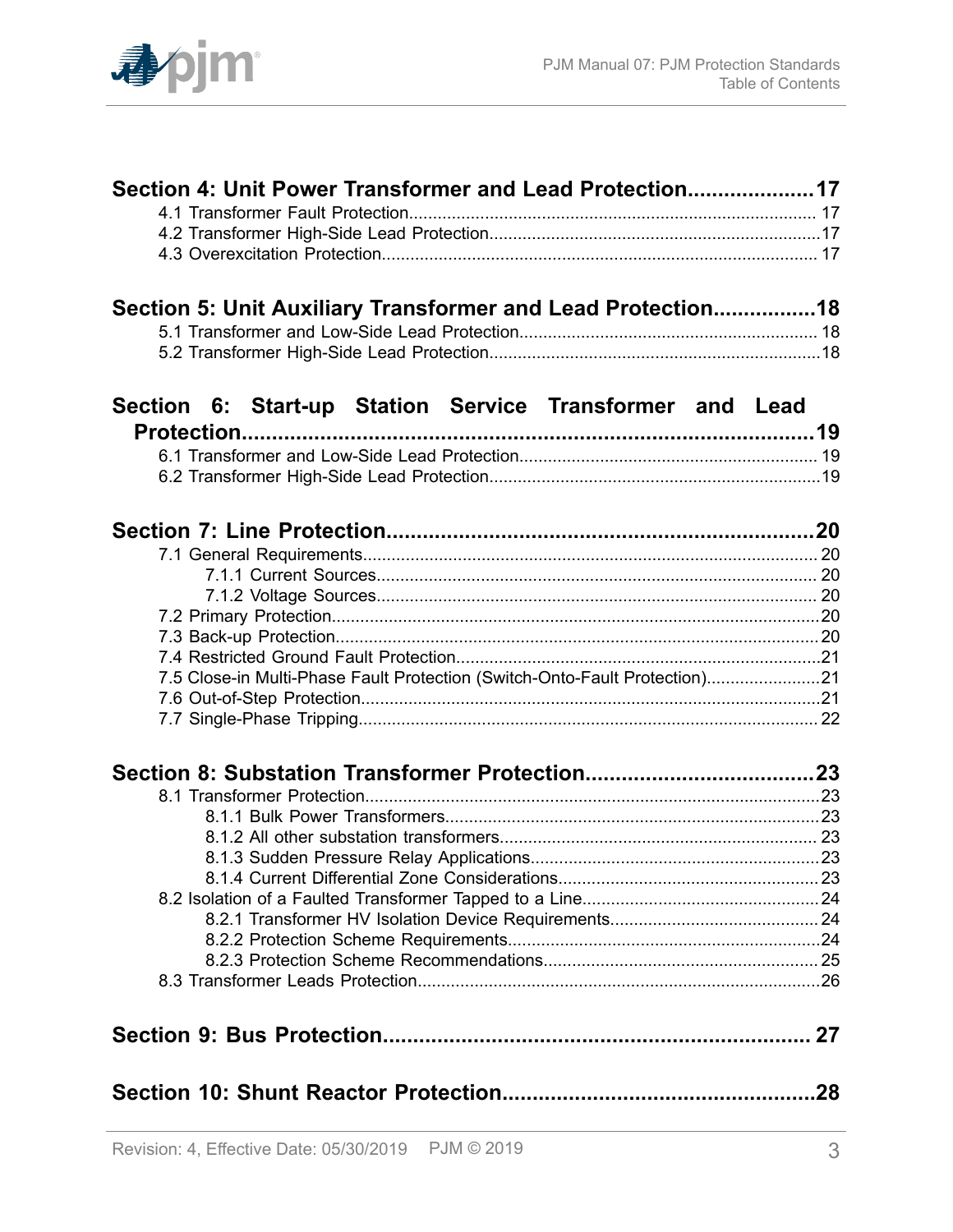**Section 4: Unit Power Transformer and Lead Protection.....................17**

- 4.1 Transformer Fault Protection........................................................................................ 17
- 4.2 Transformer High-Side Lead Protection.......................................................................17
- 4.3 Overexcitation Protection............................................................................................. 17

**Section 5: Unit Auxiliary Transformer and Lead Protection................18**

- 5.1 Transformer and Low-Side Lead Protection................................................................ 18
- 5.2 Transformer High-Side Lead Protection.......................................................................18

**Section 6: Start-up Station Service Transformer and Lead Protection...................................................................................................19**

- 6.1 Transformer and Low-Side Lead Protection................................................................ 19
- 6.2 Transformer High-Side Lead Protection.......................................................................19

**Section 7: Line Protection.......................................................................20**

- 7.1 General Requirements................................................................................................. 20
  - 7.1.1 Current Sources.............................................................................................. 20
  - 7.1.2 Voltage Sources.............................................................................................. 20
- 7.2 Primary Protection........................................................................................................20
- 7.3 Back-up Protection.......................................................................................................20
- 7.4 Restricted Ground Fault Protection..............................................................................21
- 7.5 Close-in Multi-Phase Fault Protection (Switch-Onto-Fault Protection)........................21
- 7.6 Out-of-Step Protection..................................................................................................21
- 7.7 Single-Phase Tripping.................................................................................................. 22

**Section 8: Substation Transformer Protection......................................23**

- 8.1 Transformer Protection.................................................................................................23
  - 8.1.1 Bulk Power Transformers................................................................................23
  - 8.1.2 All other substation transformers.................................................................... 23
  - 8.1.3 Sudden Pressure Relay Applications..............................................................23
  - 8.1.4 Current Differential Zone Considerations........................................................23
- 8.2 Isolation of a Faulted Transformer Tapped to a Line...................................................24
  - 8.2.1 Transformer HV Isolation Device Requirements............................................ 24
  - 8.2.2 Protection Scheme Requirements..................................................................24
  - 8.2.3 Protection Scheme Recommendations.......................................................... 25
- 8.3 Transformer Leads Protection......................................................................................26

**Section 9: Bus Protection....................................................................... 27**

**Section 10: Shunt Reactor Protection....................................................28**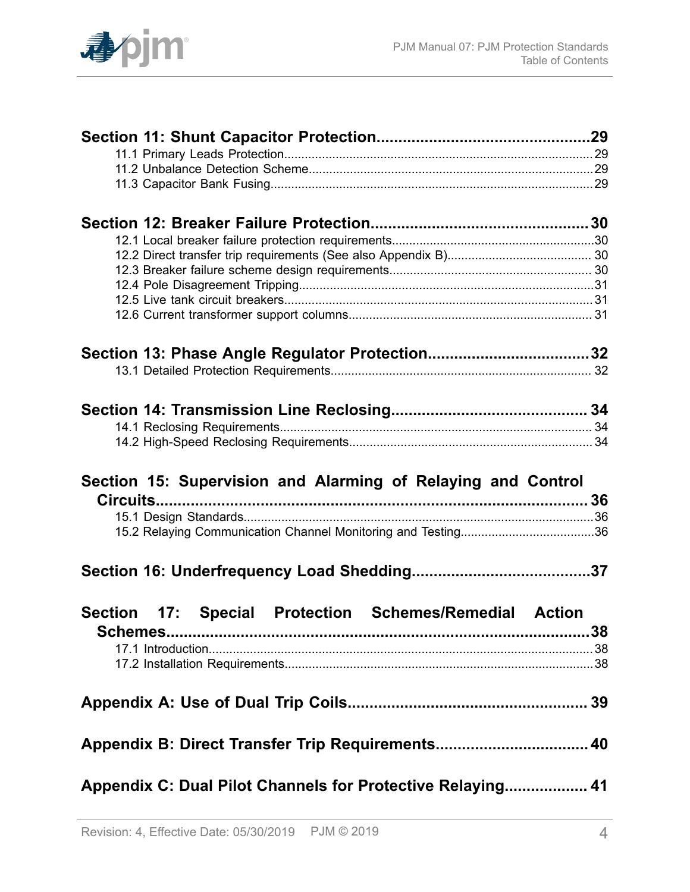**Section 11: Shunt Capacitor Protection....29**

- 11.1 Primary Leads Protection....29
- 11.2 Unbalance Detection Scheme....29
- 11.3 Capacitor Bank Fusing....29

**Section 12: Breaker Failure Protection....30**

- 12.1 Local breaker failure protection requirements....30
- 12.2 Direct transfer trip requirements (See also Appendix B)....30
- 12.3 Breaker failure scheme design requirements....30
- 12.4 Pole Disagreement Tripping....31
- 12.5 Live tank circuit breakers....31
- 12.6 Current transformer support columns....31

**Section 13: Phase Angle Regulator Protection....32**

- 13.1 Detailed Protection Requirements....32

**Section 14: Transmission Line Reclosing....34**

- 14.1 Reclosing Requirements....34
- 14.2 High-Speed Reclosing Requirements....34

**Section 15: Supervision and Alarming of Relaying and Control Circuits....36**

- 15.1 Design Standards....36
- 15.2 Relaying Communication Channel Monitoring and Testing....36

**Section 16: Underfrequency Load Shedding....37**

**Section 17: Special Protection Schemes/Remedial Action Schemes....38**

- 17.1 Introduction....38
- 17.2 Installation Requirements....38

**Appendix A: Use of Dual Trip Coils....39**

**Appendix B: Direct Transfer Trip Requirements....40**

**Appendix C: Dual Pilot Channels for Protective Relaying....41**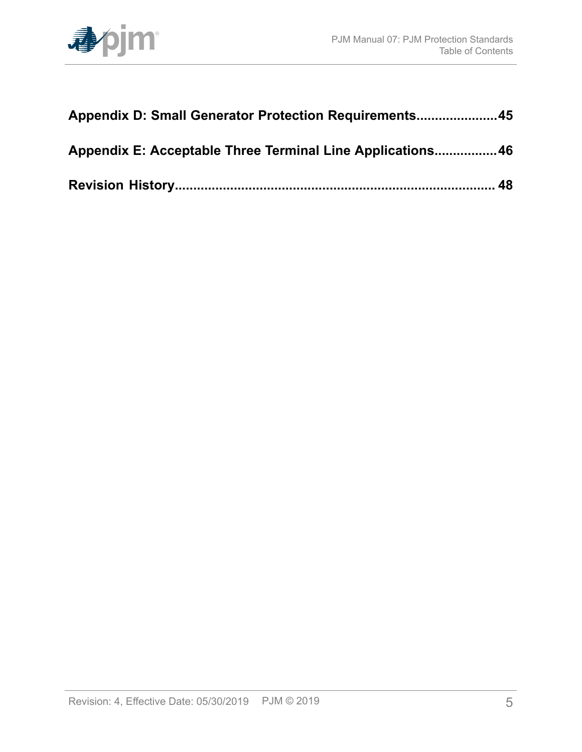**Appendix D: Small Generator Protection Requirements......................45**

**Appendix E: Acceptable Three Terminal Line Applications.................46**

**Revision History...................................................................................... 48**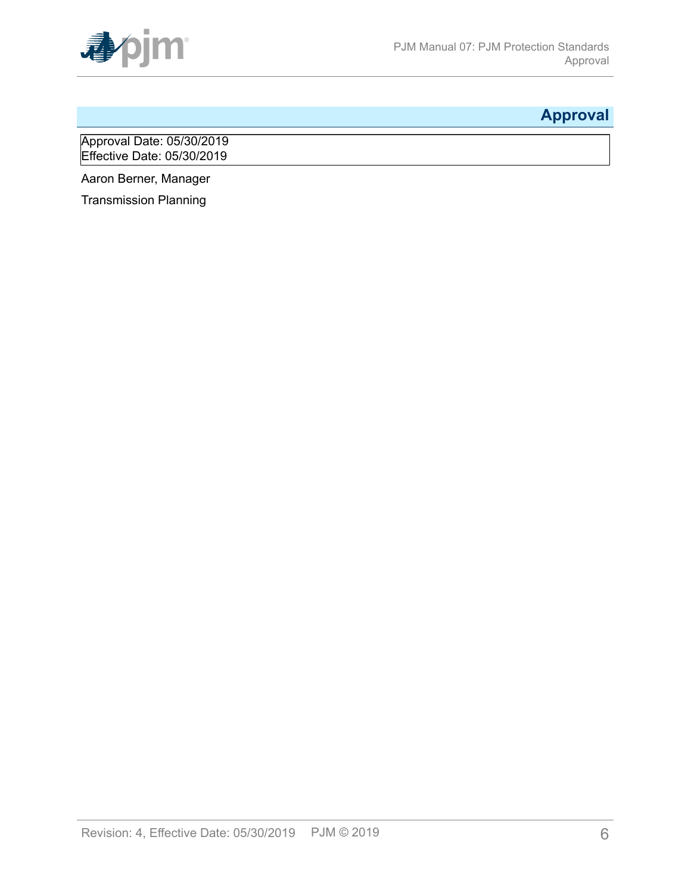# Approval

Approval Date: 05/30/2019
Effective Date: 05/30/2019

Aaron Berner, Manager

Transmission Planning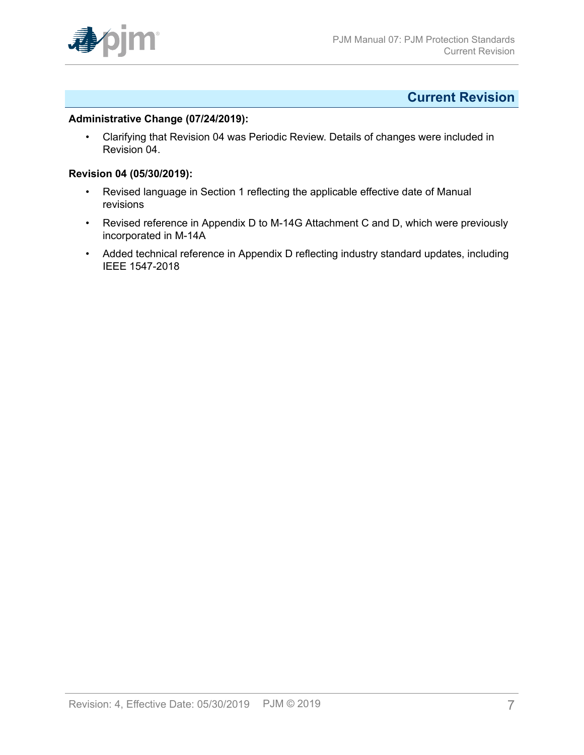# Current Revision

**Administrative Change (07/24/2019):**

- Clarifying that Revision 04 was Periodic Review. Details of changes were included in Revision 04.

**Revision 04 (05/30/2019):**

- Revised language in Section 1 reflecting the applicable effective date of Manual revisions
- Revised reference in Appendix D to M-14G Attachment C and D, which were previously incorporated in M-14A
- Added technical reference in Appendix D reflecting industry standard updates, including IEEE 1547-2018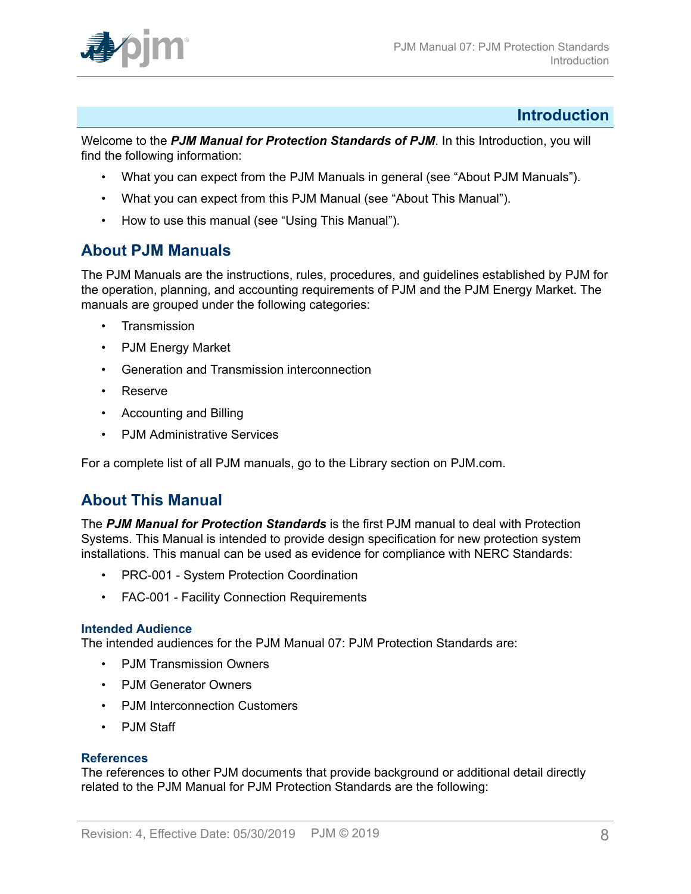# Introduction

Welcome to the ***PJM Manual for Protection Standards of PJM***. In this Introduction, you will find the following information:

- What you can expect from the PJM Manuals in general (see "About PJM Manuals").
- What you can expect from this PJM Manual (see "About This Manual").
- How to use this manual (see "Using This Manual").

## About PJM Manuals

The PJM Manuals are the instructions, rules, procedures, and guidelines established by PJM for the operation, planning, and accounting requirements of PJM and the PJM Energy Market. The manuals are grouped under the following categories:

- Transmission
- PJM Energy Market
- Generation and Transmission interconnection
- Reserve
- Accounting and Billing
- PJM Administrative Services

For a complete list of all PJM manuals, go to the Library section on PJM.com.

## About This Manual

The ***PJM Manual for Protection Standards*** is the first PJM manual to deal with Protection Systems. This Manual is intended to provide design specification for new protection system installations. This manual can be used as evidence for compliance with NERC Standards:

- PRC-001 - System Protection Coordination
- FAC-001 - Facility Connection Requirements

### Intended Audience

The intended audiences for the PJM Manual 07: PJM Protection Standards are:

- PJM Transmission Owners
- PJM Generator Owners
- PJM Interconnection Customers
- PJM Staff

### References

The references to other PJM documents that provide background or additional detail directly related to the PJM Manual for PJM Protection Standards are the following: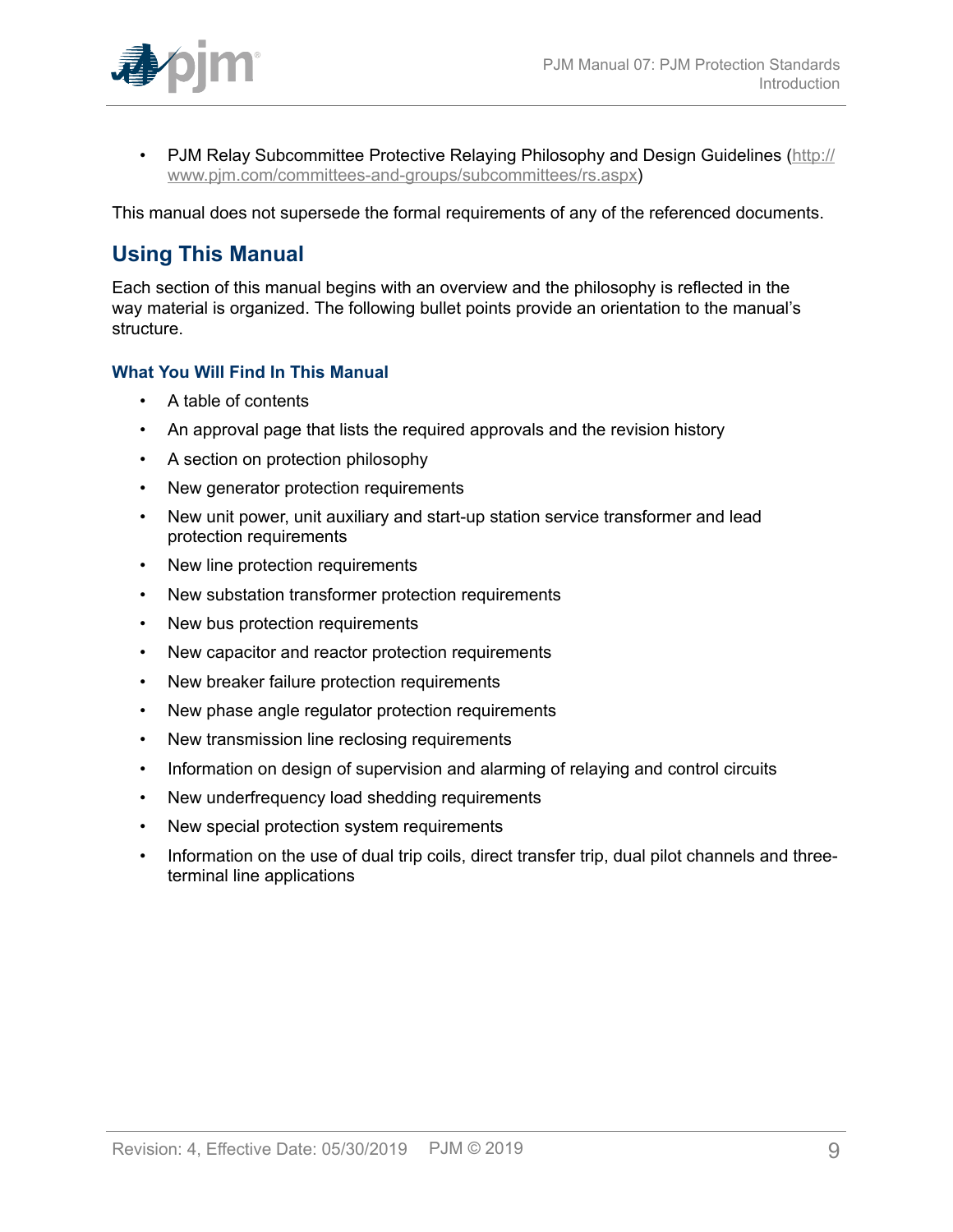- PJM Relay Subcommittee Protective Relaying Philosophy and Design Guidelines (http://www.pjm.com/committees-and-groups/subcommittees/rs.aspx)

This manual does not supersede the formal requirements of any of the referenced documents.

## Using This Manual

Each section of this manual begins with an overview and the philosophy is reflected in the way material is organized. The following bullet points provide an orientation to the manual's structure.

### What You Will Find In This Manual

- A table of contents
- An approval page that lists the required approvals and the revision history
- A section on protection philosophy
- New generator protection requirements
- New unit power, unit auxiliary and start-up station service transformer and lead protection requirements
- New line protection requirements
- New substation transformer protection requirements
- New bus protection requirements
- New capacitor and reactor protection requirements
- New breaker failure protection requirements
- New phase angle regulator protection requirements
- New transmission line reclosing requirements
- Information on design of supervision and alarming of relaying and control circuits
- New underfrequency load shedding requirements
- New special protection system requirements
- Information on the use of dual trip coils, direct transfer trip, dual pilot channels and three-terminal line applications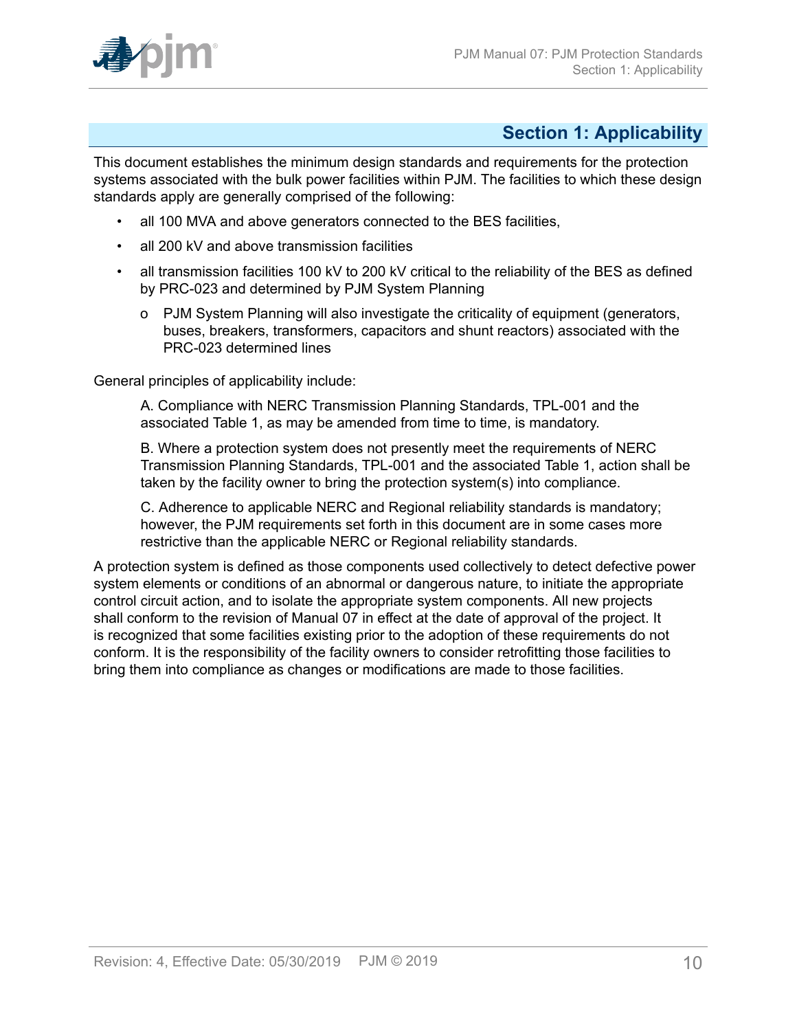# Section 1: Applicability

This document establishes the minimum design standards and requirements for the protection systems associated with the bulk power facilities within PJM. The facilities to which these design standards apply are generally comprised of the following:

- all 100 MVA and above generators connected to the BES facilities,
- all 200 kV and above transmission facilities
- all transmission facilities 100 kV to 200 kV critical to the reliability of the BES as defined by PRC-023 and determined by PJM System Planning
  - o PJM System Planning will also investigate the criticality of equipment (generators, buses, breakers, transformers, capacitors and shunt reactors) associated with the PRC-023 determined lines

General principles of applicability include:

A. Compliance with NERC Transmission Planning Standards, TPL-001 and the associated Table 1, as may be amended from time to time, is mandatory.

B. Where a protection system does not presently meet the requirements of NERC Transmission Planning Standards, TPL-001 and the associated Table 1, action shall be taken by the facility owner to bring the protection system(s) into compliance.

C. Adherence to applicable NERC and Regional reliability standards is mandatory; however, the PJM requirements set forth in this document are in some cases more restrictive than the applicable NERC or Regional reliability standards.

A protection system is defined as those components used collectively to detect defective power system elements or conditions of an abnormal or dangerous nature, to initiate the appropriate control circuit action, and to isolate the appropriate system components. All new projects shall conform to the revision of Manual 07 in effect at the date of approval of the project. It is recognized that some facilities existing prior to the adoption of these requirements do not conform. It is the responsibility of the facility owners to consider retrofitting those facilities to bring them into compliance as changes or modifications are made to those facilities.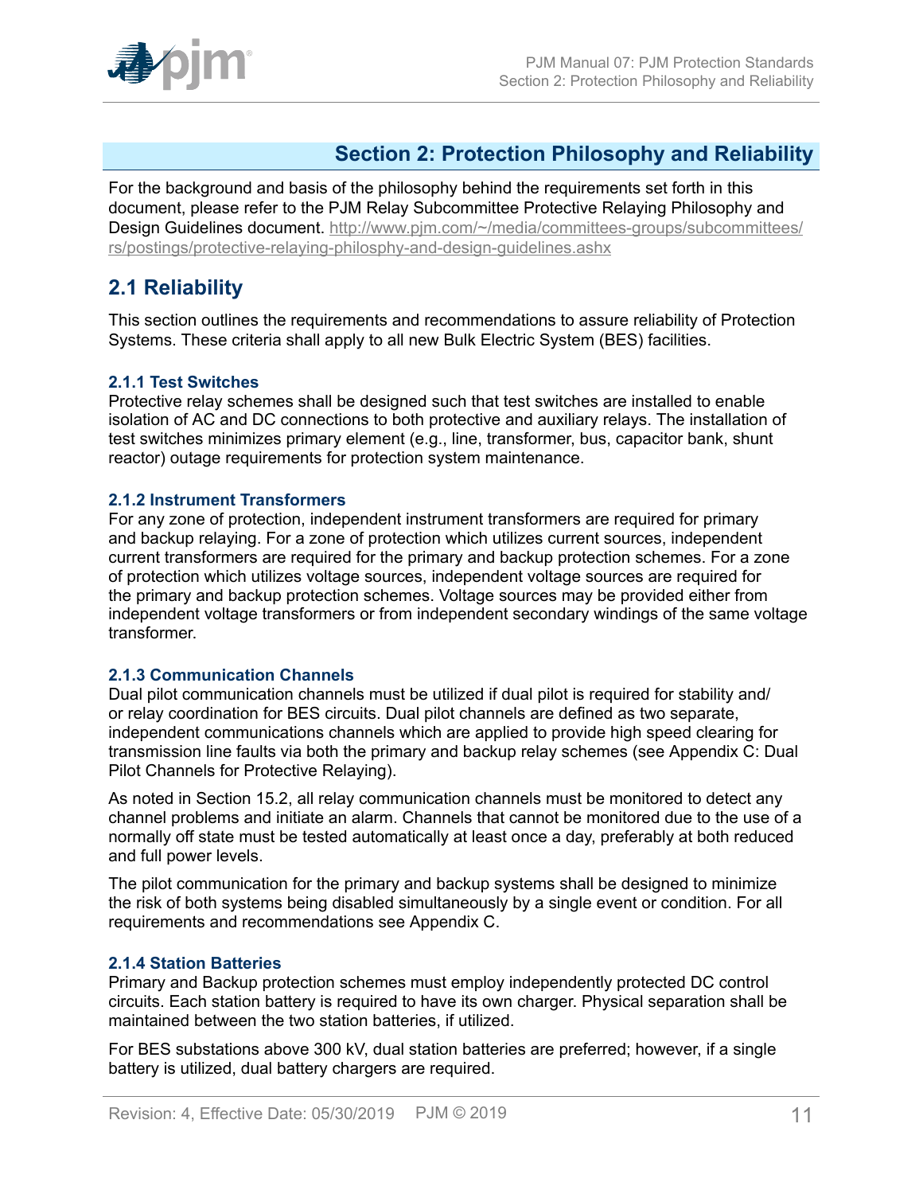# Section 2: Protection Philosophy and Reliability

For the background and basis of the philosophy behind the requirements set forth in this document, please refer to the PJM Relay Subcommittee Protective Relaying Philosophy and Design Guidelines document. http://www.pjm.com/~/media/committees-groups/subcommittees/rs/postings/protective-relaying-philosphy-and-design-guidelines.ashx

## 2.1 Reliability

This section outlines the requirements and recommendations to assure reliability of Protection Systems. These criteria shall apply to all new Bulk Electric System (BES) facilities.

### 2.1.1 Test Switches

Protective relay schemes shall be designed such that test switches are installed to enable isolation of AC and DC connections to both protective and auxiliary relays. The installation of test switches minimizes primary element (e.g., line, transformer, bus, capacitor bank, shunt reactor) outage requirements for protection system maintenance.

### 2.1.2 Instrument Transformers

For any zone of protection, independent instrument transformers are required for primary and backup relaying. For a zone of protection which utilizes current sources, independent current transformers are required for the primary and backup protection schemes. For a zone of protection which utilizes voltage sources, independent voltage sources are required for the primary and backup protection schemes. Voltage sources may be provided either from independent voltage transformers or from independent secondary windings of the same voltage transformer.

### 2.1.3 Communication Channels

Dual pilot communication channels must be utilized if dual pilot is required for stability and/or relay coordination for BES circuits. Dual pilot channels are defined as two separate, independent communications channels which are applied to provide high speed clearing for transmission line faults via both the primary and backup relay schemes (see Appendix C: Dual Pilot Channels for Protective Relaying).

As noted in Section 15.2, all relay communication channels must be monitored to detect any channel problems and initiate an alarm. Channels that cannot be monitored due to the use of a normally off state must be tested automatically at least once a day, preferably at both reduced and full power levels.

The pilot communication for the primary and backup systems shall be designed to minimize the risk of both systems being disabled simultaneously by a single event or condition. For all requirements and recommendations see Appendix C.

### 2.1.4 Station Batteries

Primary and Backup protection schemes must employ independently protected DC control circuits. Each station battery is required to have its own charger. Physical separation shall be maintained between the two station batteries, if utilized.

For BES substations above 300 kV, dual station batteries are preferred; however, if a single battery is utilized, dual battery chargers are required.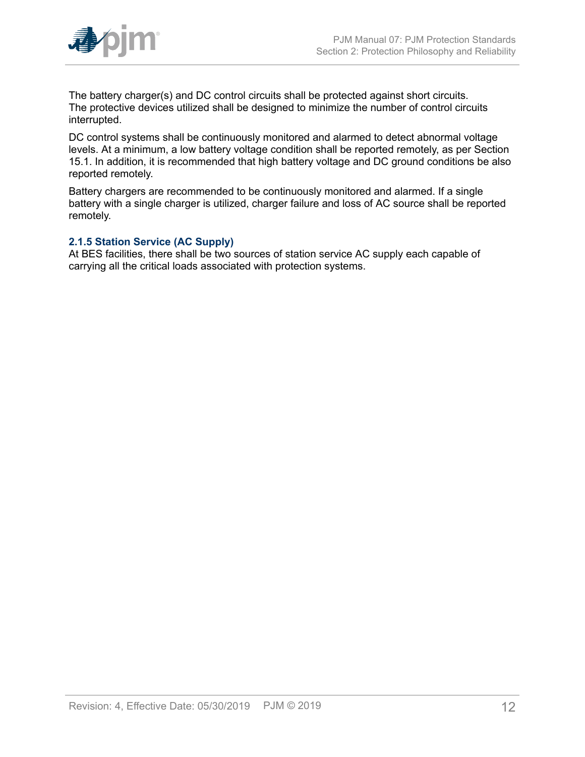The battery charger(s) and DC control circuits shall be protected against short circuits. The protective devices utilized shall be designed to minimize the number of control circuits interrupted.

DC control systems shall be continuously monitored and alarmed to detect abnormal voltage levels. At a minimum, a low battery voltage condition shall be reported remotely, as per Section 15.1. In addition, it is recommended that high battery voltage and DC ground conditions be also reported remotely.

Battery chargers are recommended to be continuously monitored and alarmed. If a single battery with a single charger is utilized, charger failure and loss of AC source shall be reported remotely.

### 2.1.5 Station Service (AC Supply)

At BES facilities, there shall be two sources of station service AC supply each capable of carrying all the critical loads associated with protection systems.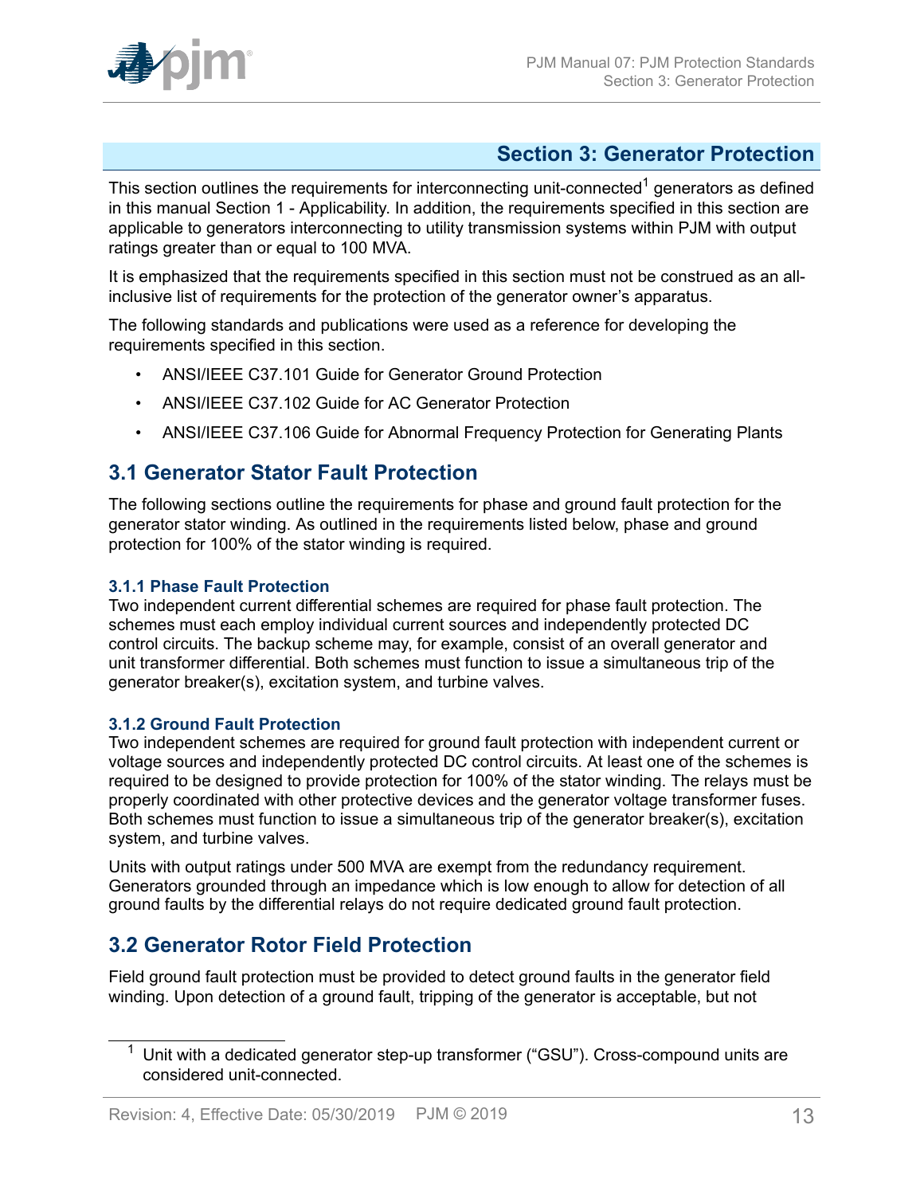# Section 3: Generator Protection

This section outlines the requirements for interconnecting unit-connected[1] generators as defined in this manual Section 1 - Applicability. In addition, the requirements specified in this section are applicable to generators interconnecting to utility transmission systems within PJM with output ratings greater than or equal to 100 MVA.

It is emphasized that the requirements specified in this section must not be construed as an all-inclusive list of requirements for the protection of the generator owner's apparatus.

The following standards and publications were used as a reference for developing the requirements specified in this section.

- ANSI/IEEE C37.101 Guide for Generator Ground Protection
- ANSI/IEEE C37.102 Guide for AC Generator Protection
- ANSI/IEEE C37.106 Guide for Abnormal Frequency Protection for Generating Plants

## 3.1 Generator Stator Fault Protection

The following sections outline the requirements for phase and ground fault protection for the generator stator winding. As outlined in the requirements listed below, phase and ground protection for 100% of the stator winding is required.

### 3.1.1 Phase Fault Protection

Two independent current differential schemes are required for phase fault protection. The schemes must each employ individual current sources and independently protected DC control circuits. The backup scheme may, for example, consist of an overall generator and unit transformer differential. Both schemes must function to issue a simultaneous trip of the generator breaker(s), excitation system, and turbine valves.

### 3.1.2 Ground Fault Protection

Two independent schemes are required for ground fault protection with independent current or voltage sources and independently protected DC control circuits. At least one of the schemes is required to be designed to provide protection for 100% of the stator winding. The relays must be properly coordinated with other protective devices and the generator voltage transformer fuses. Both schemes must function to issue a simultaneous trip of the generator breaker(s), excitation system, and turbine valves.

Units with output ratings under 500 MVA are exempt from the redundancy requirement. Generators grounded through an impedance which is low enough to allow for detection of all ground faults by the differential relays do not require dedicated ground fault protection.

## 3.2 Generator Rotor Field Protection

Field ground fault protection must be provided to detect ground faults in the generator field winding. Upon detection of a ground fault, tripping of the generator is acceptable, but not

[1] Unit with a dedicated generator step-up transformer ("GSU"). Cross-compound units are considered unit-connected.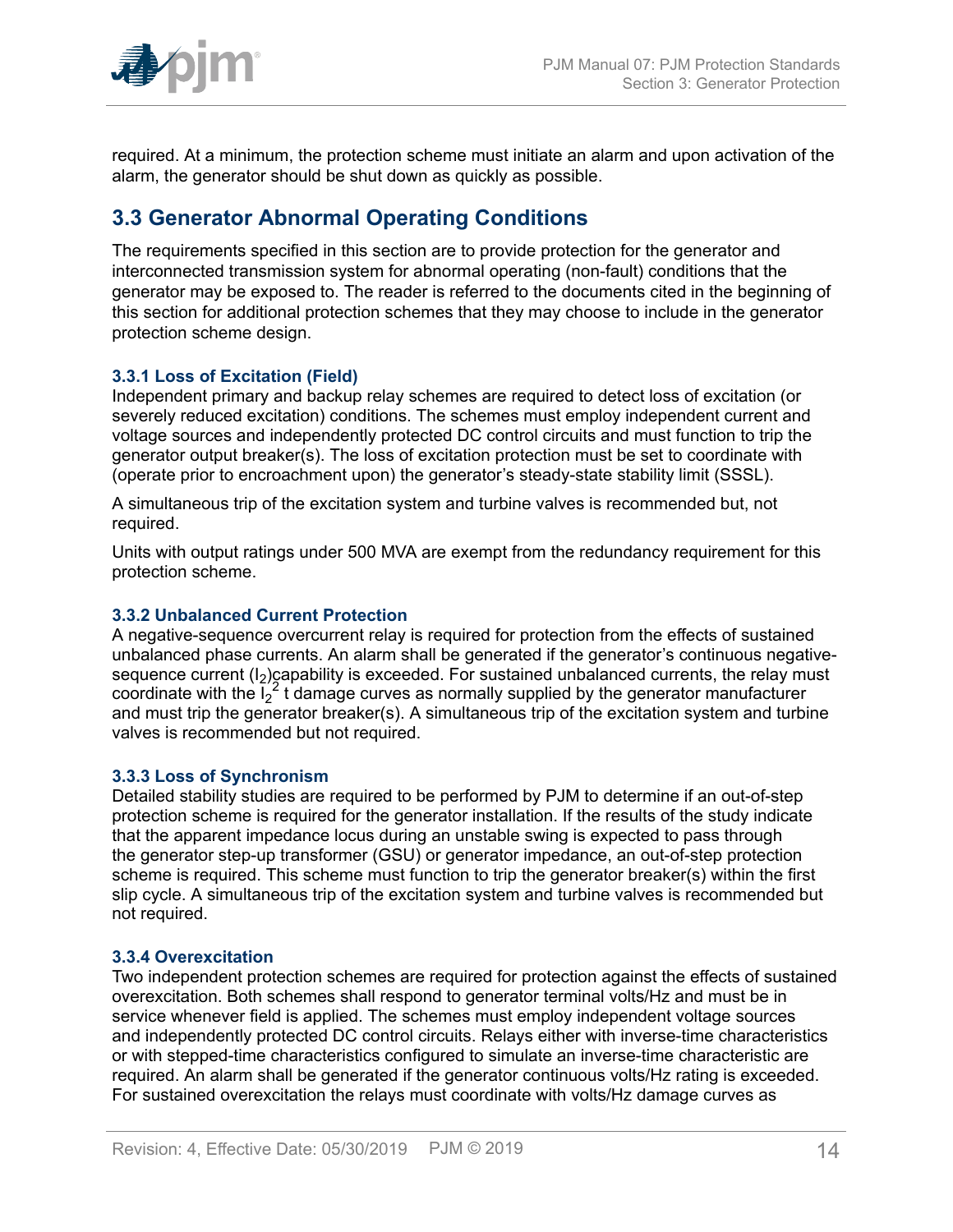required. At a minimum, the protection scheme must initiate an alarm and upon activation of the alarm, the generator should be shut down as quickly as possible.

## 3.3 Generator Abnormal Operating Conditions

The requirements specified in this section are to provide protection for the generator and interconnected transmission system for abnormal operating (non-fault) conditions that the generator may be exposed to. The reader is referred to the documents cited in the beginning of this section for additional protection schemes that they may choose to include in the generator protection scheme design.

### 3.3.1 Loss of Excitation (Field)

Independent primary and backup relay schemes are required to detect loss of excitation (or severely reduced excitation) conditions. The schemes must employ independent current and voltage sources and independently protected DC control circuits and must function to trip the generator output breaker(s). The loss of excitation protection must be set to coordinate with (operate prior to encroachment upon) the generator's steady-state stability limit (SSSL).

A simultaneous trip of the excitation system and turbine valves is recommended but, not required.

Units with output ratings under 500 MVA are exempt from the redundancy requirement for this protection scheme.

### 3.3.2 Unbalanced Current Protection

A negative-sequence overcurrent relay is required for protection from the effects of sustained unbalanced phase currents. An alarm shall be generated if the generator's continuous negative-sequence current ($I_2$)capability is exceeded. For sustained unbalanced currents, the relay must coordinate with the $I_2^2$ t damage curves as normally supplied by the generator manufacturer and must trip the generator breaker(s). A simultaneous trip of the excitation system and turbine valves is recommended but not required.

### 3.3.3 Loss of Synchronism

Detailed stability studies are required to be performed by PJM to determine if an out-of-step protection scheme is required for the generator installation. If the results of the study indicate that the apparent impedance locus during an unstable swing is expected to pass through the generator step-up transformer (GSU) or generator impedance, an out-of-step protection scheme is required. This scheme must function to trip the generator breaker(s) within the first slip cycle. A simultaneous trip of the excitation system and turbine valves is recommended but not required.

### 3.3.4 Overexcitation

Two independent protection schemes are required for protection against the effects of sustained overexcitation. Both schemes shall respond to generator terminal volts/Hz and must be in service whenever field is applied. The schemes must employ independent voltage sources and independently protected DC control circuits. Relays either with inverse-time characteristics or with stepped-time characteristics configured to simulate an inverse-time characteristic are required. An alarm shall be generated if the generator continuous volts/Hz rating is exceeded. For sustained overexcitation the relays must coordinate with volts/Hz damage curves as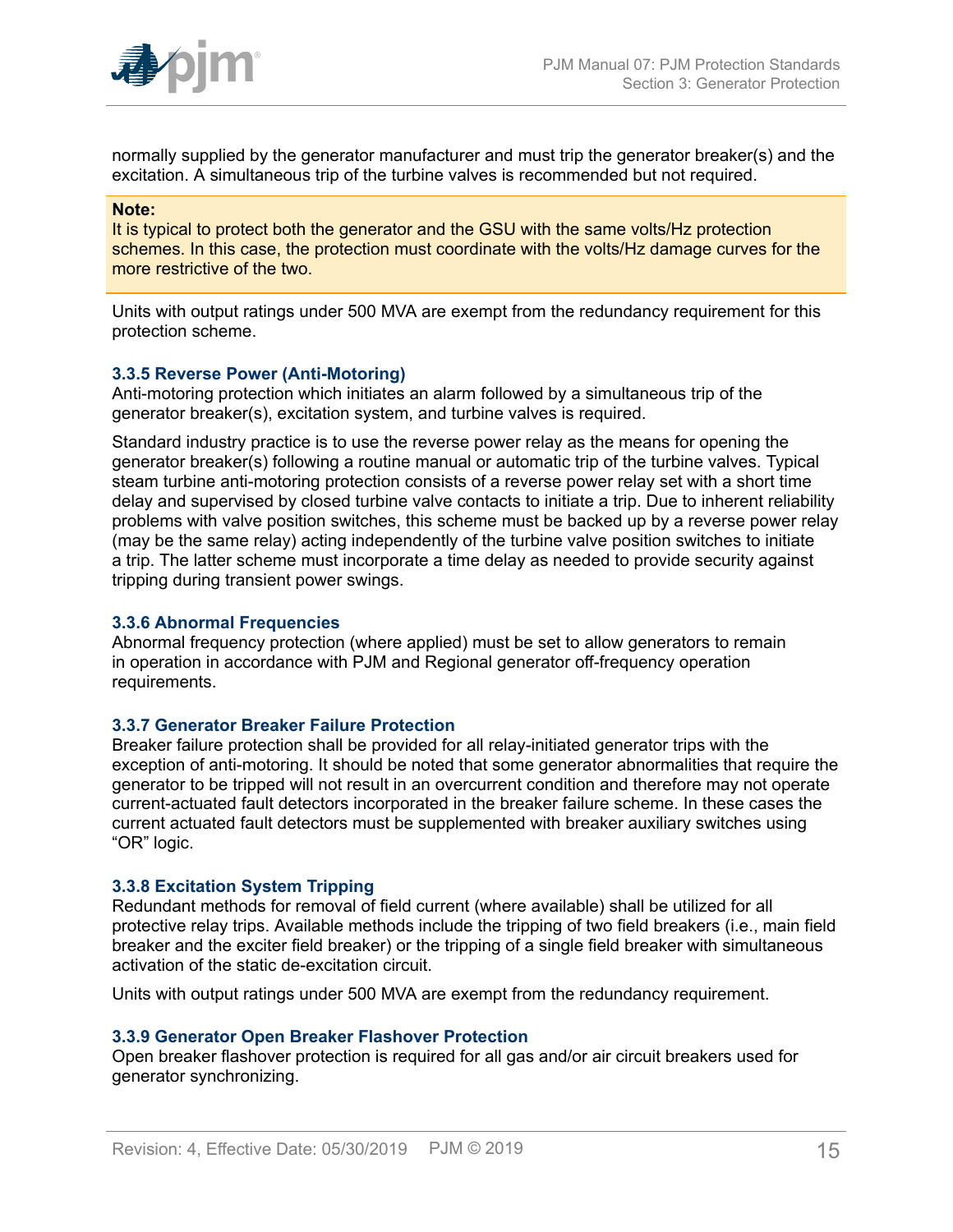normally supplied by the generator manufacturer and must trip the generator breaker(s) and the excitation. A simultaneous trip of the turbine valves is recommended but not required.

> **Note:**
> It is typical to protect both the generator and the GSU with the same volts/Hz protection schemes. In this case, the protection must coordinate with the volts/Hz damage curves for the more restrictive of the two.

Units with output ratings under 500 MVA are exempt from the redundancy requirement for this protection scheme.

### 3.3.5 Reverse Power (Anti-Motoring)

Anti-motoring protection which initiates an alarm followed by a simultaneous trip of the generator breaker(s), excitation system, and turbine valves is required.

Standard industry practice is to use the reverse power relay as the means for opening the generator breaker(s) following a routine manual or automatic trip of the turbine valves. Typical steam turbine anti-motoring protection consists of a reverse power relay set with a short time delay and supervised by closed turbine valve contacts to initiate a trip. Due to inherent reliability problems with valve position switches, this scheme must be backed up by a reverse power relay (may be the same relay) acting independently of the turbine valve position switches to initiate a trip. The latter scheme must incorporate a time delay as needed to provide security against tripping during transient power swings.

### 3.3.6 Abnormal Frequencies

Abnormal frequency protection (where applied) must be set to allow generators to remain in operation in accordance with PJM and Regional generator off-frequency operation requirements.

### 3.3.7 Generator Breaker Failure Protection

Breaker failure protection shall be provided for all relay-initiated generator trips with the exception of anti-motoring. It should be noted that some generator abnormalities that require the generator to be tripped will not result in an overcurrent condition and therefore may not operate current-actuated fault detectors incorporated in the breaker failure scheme. In these cases the current actuated fault detectors must be supplemented with breaker auxiliary switches using "OR" logic.

### 3.3.8 Excitation System Tripping

Redundant methods for removal of field current (where available) shall be utilized for all protective relay trips. Available methods include the tripping of two field breakers (i.e., main field breaker and the exciter field breaker) or the tripping of a single field breaker with simultaneous activation of the static de-excitation circuit.

Units with output ratings under 500 MVA are exempt from the redundancy requirement.

### 3.3.9 Generator Open Breaker Flashover Protection

Open breaker flashover protection is required for all gas and/or air circuit breakers used for generator synchronizing.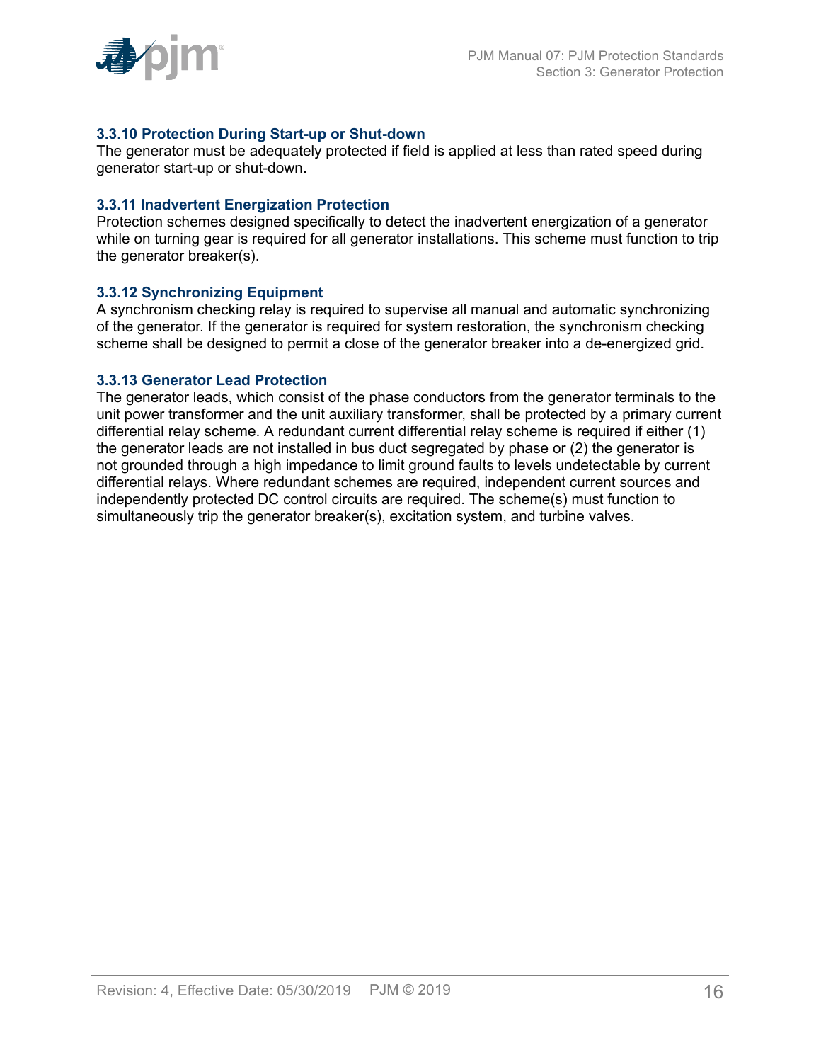### 3.3.10 Protection During Start-up or Shut-down

The generator must be adequately protected if field is applied at less than rated speed during generator start-up or shut-down.

### 3.3.11 Inadvertent Energization Protection

Protection schemes designed specifically to detect the inadvertent energization of a generator while on turning gear is required for all generator installations. This scheme must function to trip the generator breaker(s).

### 3.3.12 Synchronizing Equipment

A synchronism checking relay is required to supervise all manual and automatic synchronizing of the generator. If the generator is required for system restoration, the synchronism checking scheme shall be designed to permit a close of the generator breaker into a de-energized grid.

### 3.3.13 Generator Lead Protection

The generator leads, which consist of the phase conductors from the generator terminals to the unit power transformer and the unit auxiliary transformer, shall be protected by a primary current differential relay scheme. A redundant current differential relay scheme is required if either (1) the generator leads are not installed in bus duct segregated by phase or (2) the generator is not grounded through a high impedance to limit ground faults to levels undetectable by current differential relays. Where redundant schemes are required, independent current sources and independently protected DC control circuits are required. The scheme(s) must function to simultaneously trip the generator breaker(s), excitation system, and turbine valves.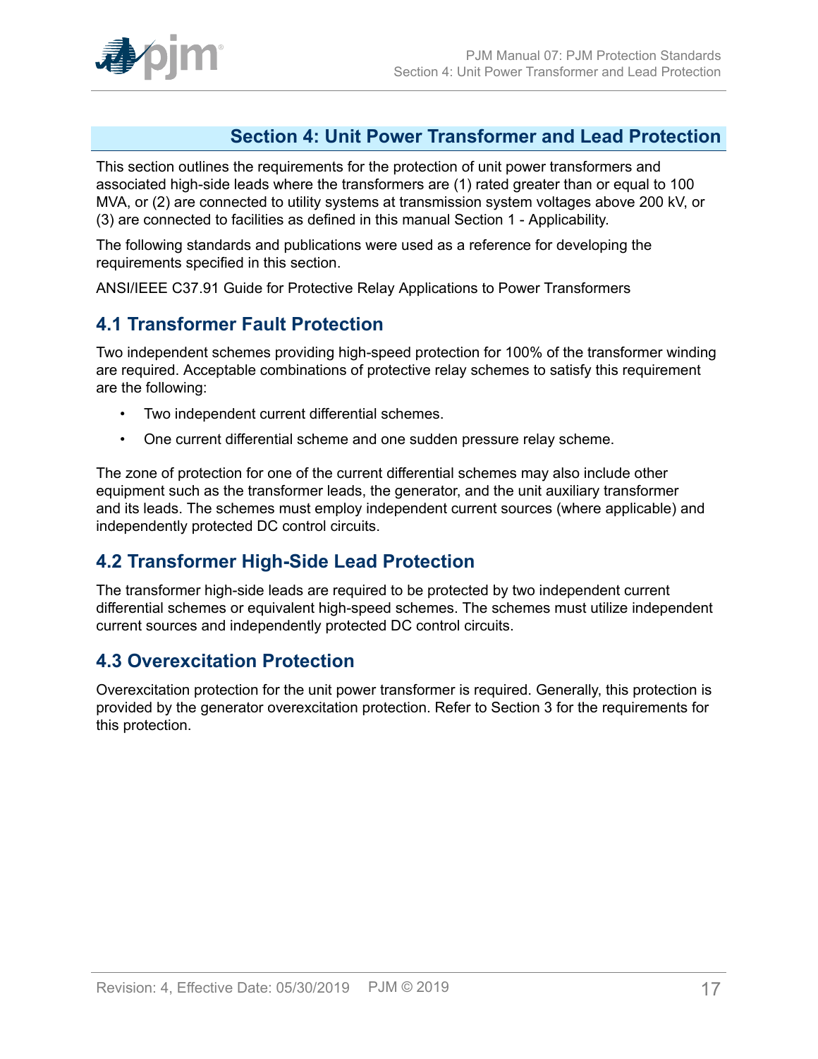# Section 4: Unit Power Transformer and Lead Protection

This section outlines the requirements for the protection of unit power transformers and associated high-side leads where the transformers are (1) rated greater than or equal to 100 MVA, or (2) are connected to utility systems at transmission system voltages above 200 kV, or (3) are connected to facilities as defined in this manual Section 1 - Applicability.

The following standards and publications were used as a reference for developing the requirements specified in this section.

ANSI/IEEE C37.91 Guide for Protective Relay Applications to Power Transformers

## 4.1 Transformer Fault Protection

Two independent schemes providing high-speed protection for 100% of the transformer winding are required. Acceptable combinations of protective relay schemes to satisfy this requirement are the following:

- Two independent current differential schemes.
- One current differential scheme and one sudden pressure relay scheme.

The zone of protection for one of the current differential schemes may also include other equipment such as the transformer leads, the generator, and the unit auxiliary transformer and its leads. The schemes must employ independent current sources (where applicable) and independently protected DC control circuits.

## 4.2 Transformer High-Side Lead Protection

The transformer high-side leads are required to be protected by two independent current differential schemes or equivalent high-speed schemes. The schemes must utilize independent current sources and independently protected DC control circuits.

## 4.3 Overexcitation Protection

Overexcitation protection for the unit power transformer is required. Generally, this protection is provided by the generator overexcitation protection. Refer to Section 3 for the requirements for this protection.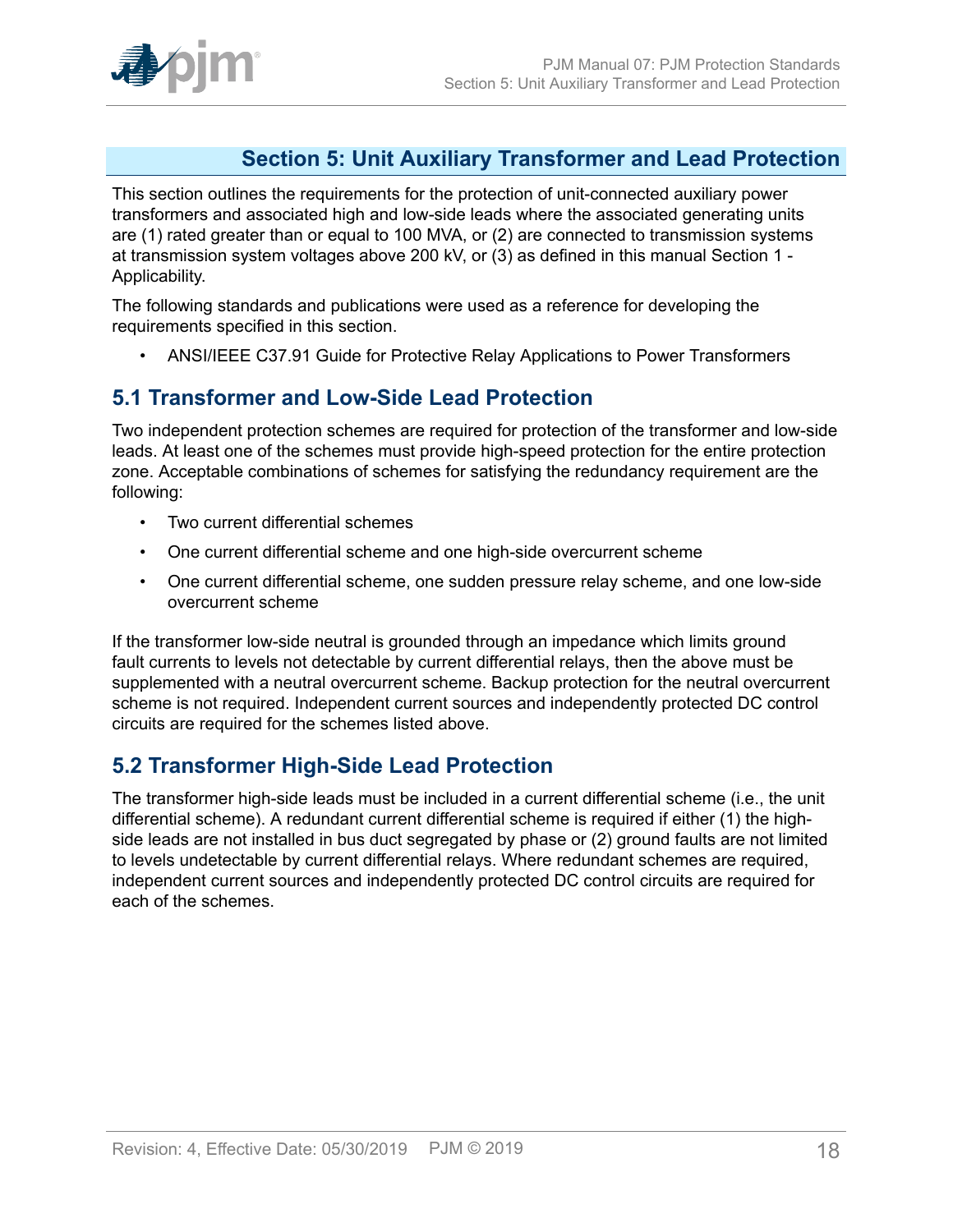# Section 5: Unit Auxiliary Transformer and Lead Protection

This section outlines the requirements for the protection of unit-connected auxiliary power transformers and associated high and low-side leads where the associated generating units are (1) rated greater than or equal to 100 MVA, or (2) are connected to transmission systems at transmission system voltages above 200 kV, or (3) as defined in this manual Section 1 - Applicability.

The following standards and publications were used as a reference for developing the requirements specified in this section.

- ANSI/IEEE C37.91 Guide for Protective Relay Applications to Power Transformers

## 5.1 Transformer and Low-Side Lead Protection

Two independent protection schemes are required for protection of the transformer and low-side leads. At least one of the schemes must provide high-speed protection for the entire protection zone. Acceptable combinations of schemes for satisfying the redundancy requirement are the following:

- Two current differential schemes
- One current differential scheme and one high-side overcurrent scheme
- One current differential scheme, one sudden pressure relay scheme, and one low-side overcurrent scheme

If the transformer low-side neutral is grounded through an impedance which limits ground fault currents to levels not detectable by current differential relays, then the above must be supplemented with a neutral overcurrent scheme. Backup protection for the neutral overcurrent scheme is not required. Independent current sources and independently protected DC control circuits are required for the schemes listed above.

## 5.2 Transformer High-Side Lead Protection

The transformer high-side leads must be included in a current differential scheme (i.e., the unit differential scheme). A redundant current differential scheme is required if either (1) the high-side leads are not installed in bus duct segregated by phase or (2) ground faults are not limited to levels undetectable by current differential relays. Where redundant schemes are required, independent current sources and independently protected DC control circuits are required for each of the schemes.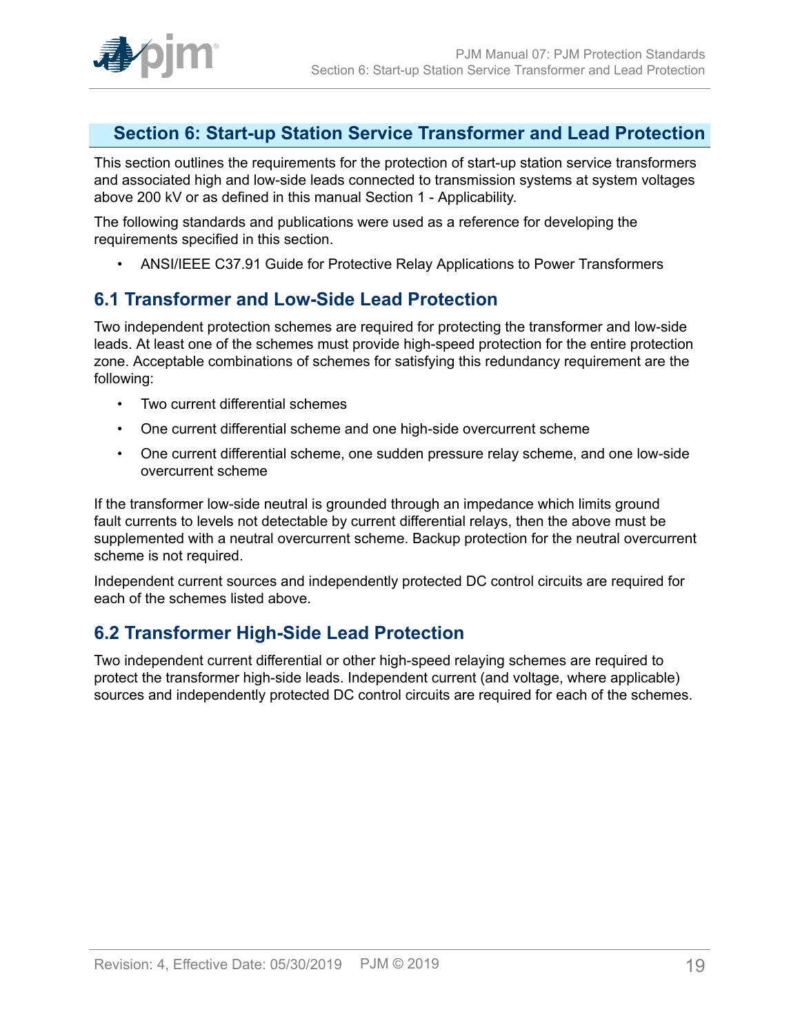# Section 6: Start-up Station Service Transformer and Lead Protection

This section outlines the requirements for the protection of start-up station service transformers and associated high and low-side leads connected to transmission systems at system voltages above 200 kV or as defined in this manual Section 1 - Applicability.

The following standards and publications were used as a reference for developing the requirements specified in this section.

- ANSI/IEEE C37.91 Guide for Protective Relay Applications to Power Transformers

## 6.1 Transformer and Low-Side Lead Protection

Two independent protection schemes are required for protecting the transformer and low-side leads. At least one of the schemes must provide high-speed protection for the entire protection zone. Acceptable combinations of schemes for satisfying this redundancy requirement are the following:

- Two current differential schemes
- One current differential scheme and one high-side overcurrent scheme
- One current differential scheme, one sudden pressure relay scheme, and one low-side overcurrent scheme

If the transformer low-side neutral is grounded through an impedance which limits ground fault currents to levels not detectable by current differential relays, then the above must be supplemented with a neutral overcurrent scheme. Backup protection for the neutral overcurrent scheme is not required.

Independent current sources and independently protected DC control circuits are required for each of the schemes listed above.

## 6.2 Transformer High-Side Lead Protection

Two independent current differential or other high-speed relaying schemes are required to protect the transformer high-side leads. Independent current (and voltage, where applicable) sources and independently protected DC control circuits are required for each of the schemes.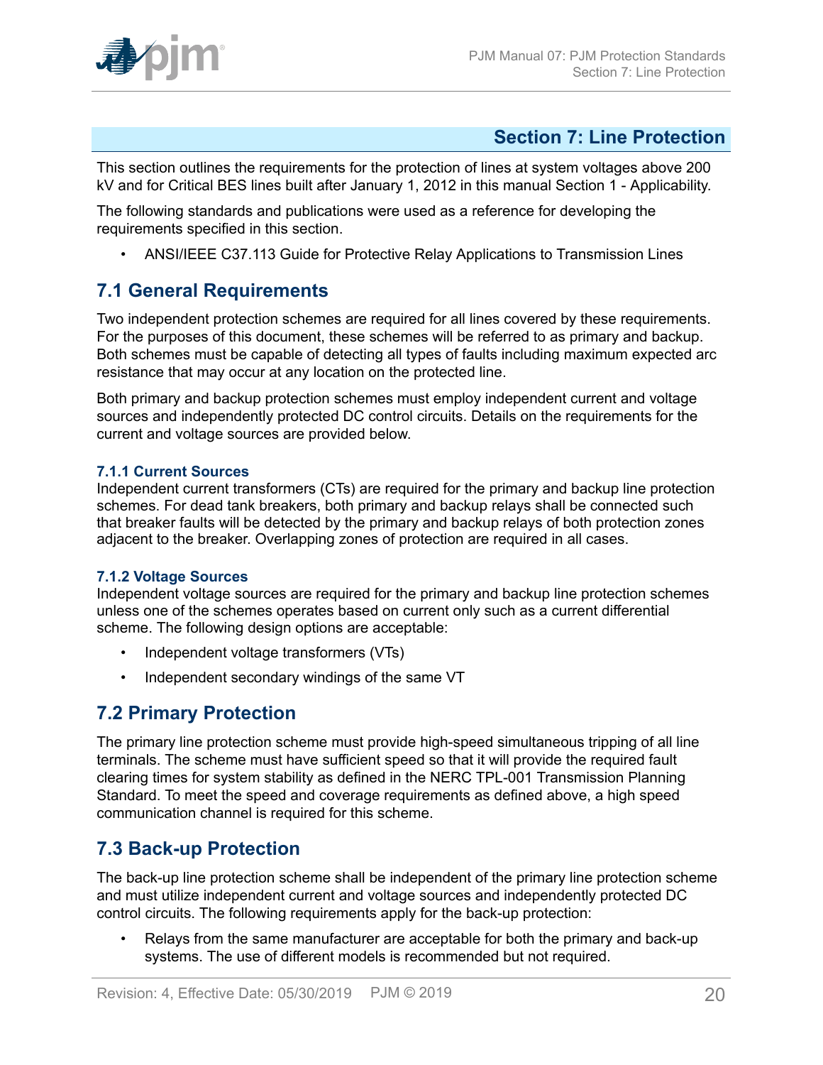# Section 7: Line Protection

This section outlines the requirements for the protection of lines at system voltages above 200 kV and for Critical BES lines built after January 1, 2012 in this manual Section 1 - Applicability.

The following standards and publications were used as a reference for developing the requirements specified in this section.

- ANSI/IEEE C37.113 Guide for Protective Relay Applications to Transmission Lines

## 7.1 General Requirements

Two independent protection schemes are required for all lines covered by these requirements. For the purposes of this document, these schemes will be referred to as primary and backup. Both schemes must be capable of detecting all types of faults including maximum expected arc resistance that may occur at any location on the protected line.

Both primary and backup protection schemes must employ independent current and voltage sources and independently protected DC control circuits. Details on the requirements for the current and voltage sources are provided below.

### 7.1.1 Current Sources

Independent current transformers (CTs) are required for the primary and backup line protection schemes. For dead tank breakers, both primary and backup relays shall be connected such that breaker faults will be detected by the primary and backup relays of both protection zones adjacent to the breaker. Overlapping zones of protection are required in all cases.

### 7.1.2 Voltage Sources

Independent voltage sources are required for the primary and backup line protection schemes unless one of the schemes operates based on current only such as a current differential scheme. The following design options are acceptable:

- Independent voltage transformers (VTs)
- Independent secondary windings of the same VT

## 7.2 Primary Protection

The primary line protection scheme must provide high-speed simultaneous tripping of all line terminals. The scheme must have sufficient speed so that it will provide the required fault clearing times for system stability as defined in the NERC TPL-001 Transmission Planning Standard. To meet the speed and coverage requirements as defined above, a high speed communication channel is required for this scheme.

## 7.3 Back-up Protection

The back-up line protection scheme shall be independent of the primary line protection scheme and must utilize independent current and voltage sources and independently protected DC control circuits. The following requirements apply for the back-up protection:

- Relays from the same manufacturer are acceptable for both the primary and back-up systems. The use of different models is recommended but not required.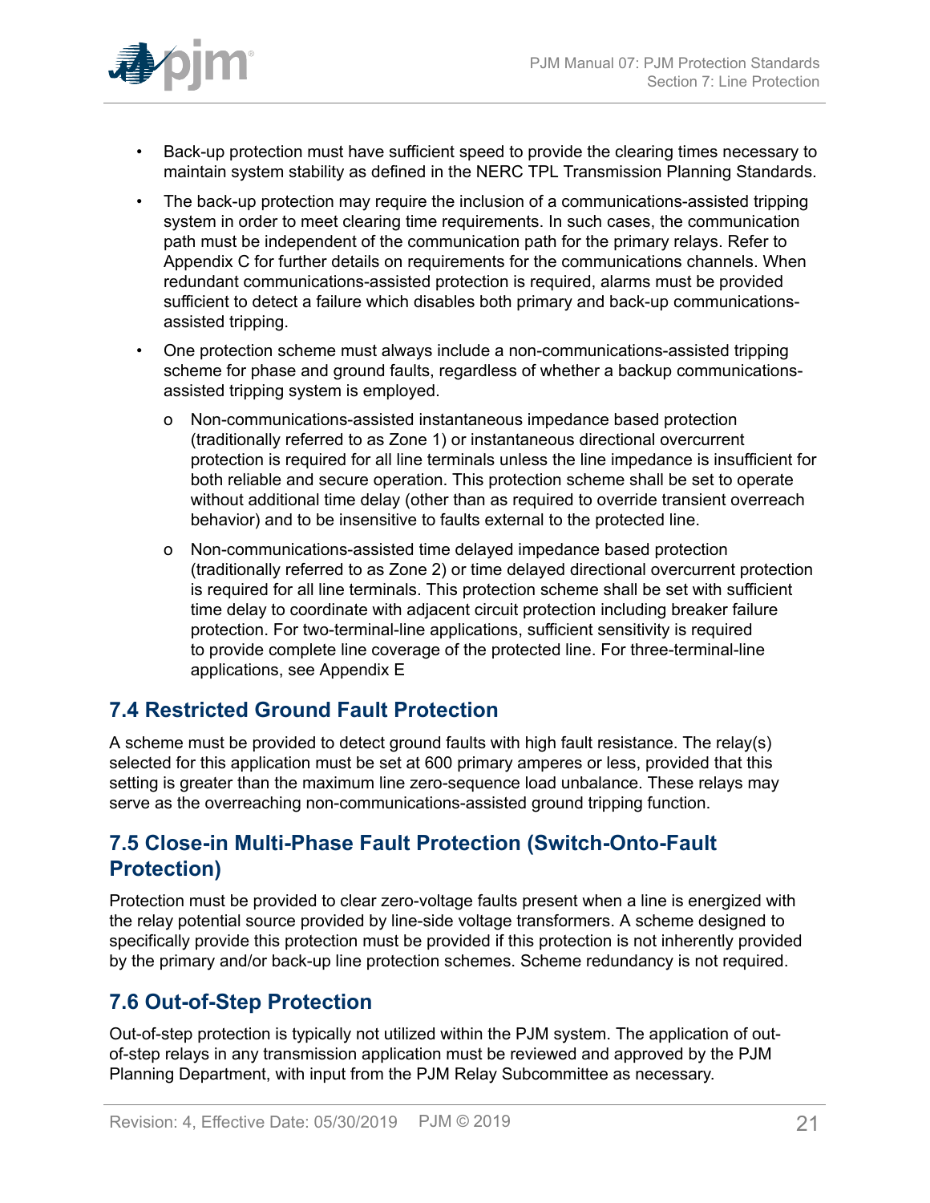- Back-up protection must have sufficient speed to provide the clearing times necessary to maintain system stability as defined in the NERC TPL Transmission Planning Standards.
- The back-up protection may require the inclusion of a communications-assisted tripping system in order to meet clearing time requirements. In such cases, the communication path must be independent of the communication path for the primary relays. Refer to Appendix C for further details on requirements for the communications channels. When redundant communications-assisted protection is required, alarms must be provided sufficient to detect a failure which disables both primary and back-up communications-assisted tripping.
- One protection scheme must always include a non-communications-assisted tripping scheme for phase and ground faults, regardless of whether a backup communications-assisted tripping system is employed.
  - Non-communications-assisted instantaneous impedance based protection (traditionally referred to as Zone 1) or instantaneous directional overcurrent protection is required for all line terminals unless the line impedance is insufficient for both reliable and secure operation. This protection scheme shall be set to operate without additional time delay (other than as required to override transient overreach behavior) and to be insensitive to faults external to the protected line.
  - Non-communications-assisted time delayed impedance based protection (traditionally referred to as Zone 2) or time delayed directional overcurrent protection is required for all line terminals. This protection scheme shall be set with sufficient time delay to coordinate with adjacent circuit protection including breaker failure protection. For two-terminal-line applications, sufficient sensitivity is required to provide complete line coverage of the protected line. For three-terminal-line applications, see Appendix E

## 7.4 Restricted Ground Fault Protection

A scheme must be provided to detect ground faults with high fault resistance. The relay(s) selected for this application must be set at 600 primary amperes or less, provided that this setting is greater than the maximum line zero-sequence load unbalance. These relays may serve as the overreaching non-communications-assisted ground tripping function.

## 7.5 Close-in Multi-Phase Fault Protection (Switch-Onto-Fault Protection)

Protection must be provided to clear zero-voltage faults present when a line is energized with the relay potential source provided by line-side voltage transformers. A scheme designed to specifically provide this protection must be provided if this protection is not inherently provided by the primary and/or back-up line protection schemes. Scheme redundancy is not required.

## 7.6 Out-of-Step Protection

Out-of-step protection is typically not utilized within the PJM system. The application of out-of-step relays in any transmission application must be reviewed and approved by the PJM Planning Department, with input from the PJM Relay Subcommittee as necessary.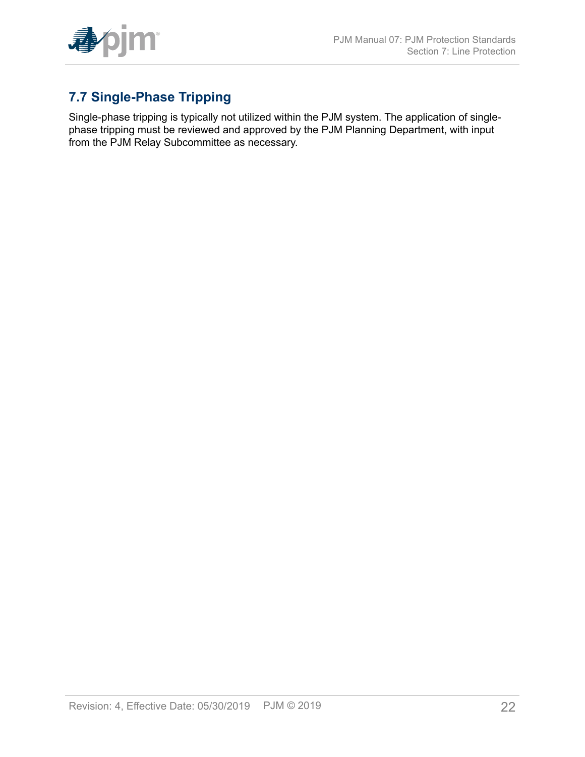## 7.7 Single-Phase Tripping

Single-phase tripping is typically not utilized within the PJM system. The application of single-phase tripping must be reviewed and approved by the PJM Planning Department, with input from the PJM Relay Subcommittee as necessary.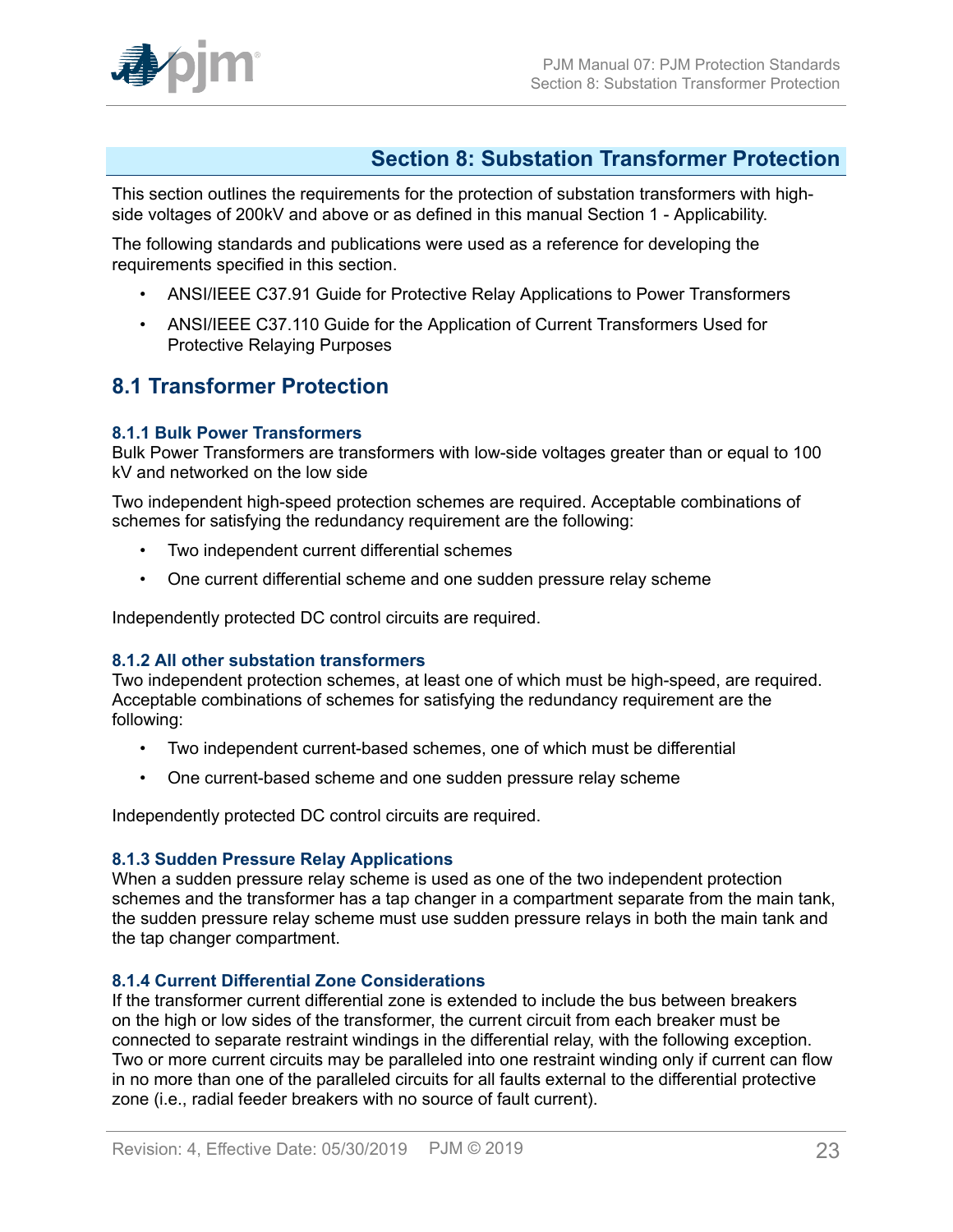# Section 8: Substation Transformer Protection

This section outlines the requirements for the protection of substation transformers with high-side voltages of 200kV and above or as defined in this manual Section 1 - Applicability.

The following standards and publications were used as a reference for developing the requirements specified in this section.

- ANSI/IEEE C37.91 Guide for Protective Relay Applications to Power Transformers
- ANSI/IEEE C37.110 Guide for the Application of Current Transformers Used for Protective Relaying Purposes

## 8.1 Transformer Protection

### 8.1.1 Bulk Power Transformers

Bulk Power Transformers are transformers with low-side voltages greater than or equal to 100 kV and networked on the low side

Two independent high-speed protection schemes are required. Acceptable combinations of schemes for satisfying the redundancy requirement are the following:

- Two independent current differential schemes
- One current differential scheme and one sudden pressure relay scheme

Independently protected DC control circuits are required.

### 8.1.2 All other substation transformers

Two independent protection schemes, at least one of which must be high-speed, are required. Acceptable combinations of schemes for satisfying the redundancy requirement are the following:

- Two independent current-based schemes, one of which must be differential
- One current-based scheme and one sudden pressure relay scheme

Independently protected DC control circuits are required.

### 8.1.3 Sudden Pressure Relay Applications

When a sudden pressure relay scheme is used as one of the two independent protection schemes and the transformer has a tap changer in a compartment separate from the main tank, the sudden pressure relay scheme must use sudden pressure relays in both the main tank and the tap changer compartment.

### 8.1.4 Current Differential Zone Considerations

If the transformer current differential zone is extended to include the bus between breakers on the high or low sides of the transformer, the current circuit from each breaker must be connected to separate restraint windings in the differential relay, with the following exception. Two or more current circuits may be paralleled into one restraint winding only if current can flow in no more than one of the paralleled circuits for all faults external to the differential protective zone (i.e., radial feeder breakers with no source of fault current).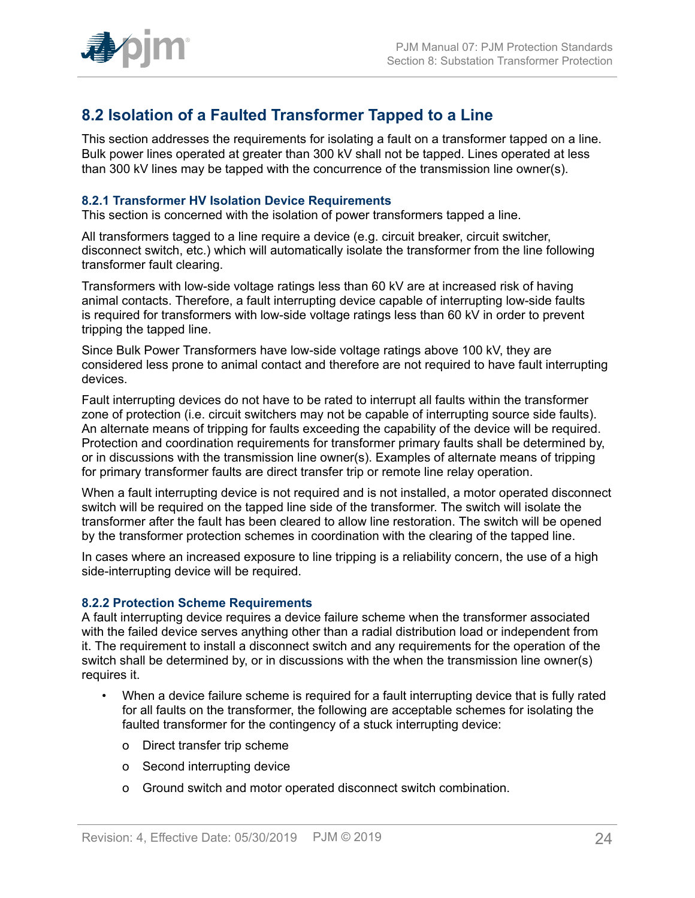## 8.2 Isolation of a Faulted Transformer Tapped to a Line

This section addresses the requirements for isolating a fault on a transformer tapped on a line. Bulk power lines operated at greater than 300 kV shall not be tapped. Lines operated at less than 300 kV lines may be tapped with the concurrence of the transmission line owner(s).

### 8.2.1 Transformer HV Isolation Device Requirements

This section is concerned with the isolation of power transformers tapped a line.

All transformers tagged to a line require a device (e.g. circuit breaker, circuit switcher, disconnect switch, etc.) which will automatically isolate the transformer from the line following transformer fault clearing.

Transformers with low-side voltage ratings less than 60 kV are at increased risk of having animal contacts. Therefore, a fault interrupting device capable of interrupting low-side faults is required for transformers with low-side voltage ratings less than 60 kV in order to prevent tripping the tapped line.

Since Bulk Power Transformers have low-side voltage ratings above 100 kV, they are considered less prone to animal contact and therefore are not required to have fault interrupting devices.

Fault interrupting devices do not have to be rated to interrupt all faults within the transformer zone of protection (i.e. circuit switchers may not be capable of interrupting source side faults). An alternate means of tripping for faults exceeding the capability of the device will be required. Protection and coordination requirements for transformer primary faults shall be determined by, or in discussions with the transmission line owner(s). Examples of alternate means of tripping for primary transformer faults are direct transfer trip or remote line relay operation.

When a fault interrupting device is not required and is not installed, a motor operated disconnect switch will be required on the tapped line side of the transformer. The switch will isolate the transformer after the fault has been cleared to allow line restoration. The switch will be opened by the transformer protection schemes in coordination with the clearing of the tapped line.

In cases where an increased exposure to line tripping is a reliability concern, the use of a high side-interrupting device will be required.

### 8.2.2 Protection Scheme Requirements

A fault interrupting device requires a device failure scheme when the transformer associated with the failed device serves anything other than a radial distribution load or independent from it. The requirement to install a disconnect switch and any requirements for the operation of the switch shall be determined by, or in discussions with the when the transmission line owner(s) requires it.

- When a device failure scheme is required for a fault interrupting device that is fully rated for all faults on the transformer, the following are acceptable schemes for isolating the faulted transformer for the contingency of a stuck interrupting device:
  - Direct transfer trip scheme
  - Second interrupting device
  - Ground switch and motor operated disconnect switch combination.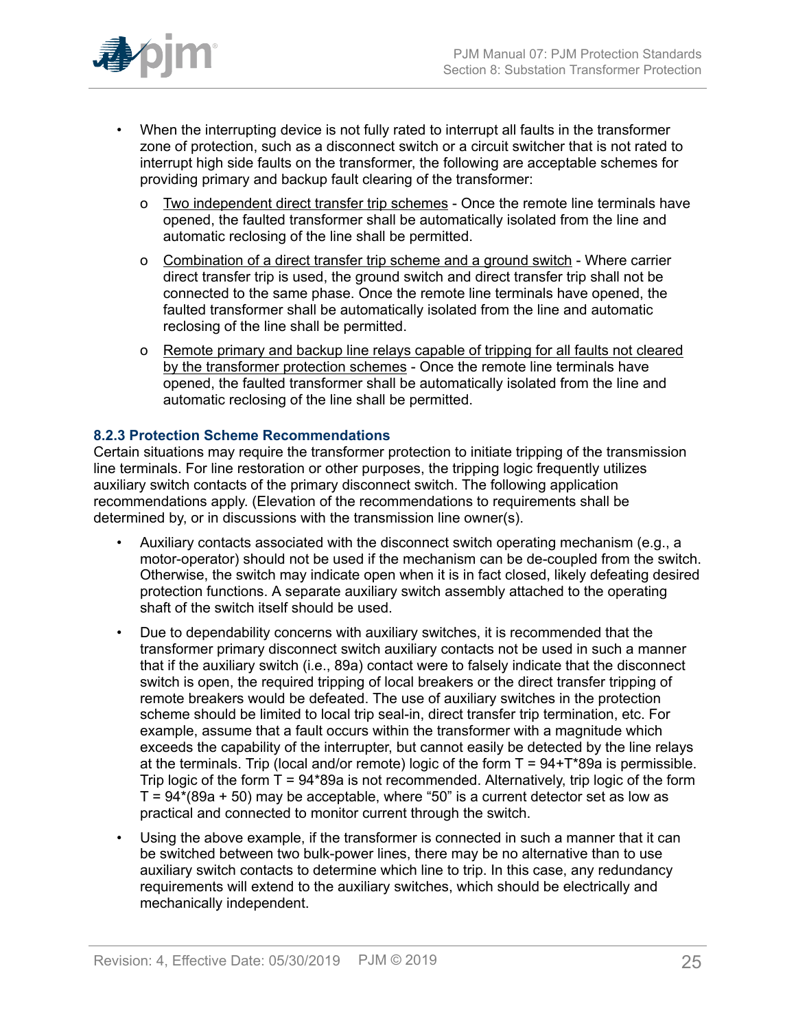- When the interrupting device is not fully rated to interrupt all faults in the transformer zone of protection, such as a disconnect switch or a circuit switcher that is not rated to interrupt high side faults on the transformer, the following are acceptable schemes for providing primary and backup fault clearing of the transformer:
  - <u>Two independent direct transfer trip schemes</u> - Once the remote line terminals have opened, the faulted transformer shall be automatically isolated from the line and automatic reclosing of the line shall be permitted.
  - <u>Combination of a direct transfer trip scheme and a ground switch</u> - Where carrier direct transfer trip is used, the ground switch and direct transfer trip shall not be connected to the same phase. Once the remote line terminals have opened, the faulted transformer shall be automatically isolated from the line and automatic reclosing of the line shall be permitted.
  - <u>Remote primary and backup line relays capable of tripping for all faults not cleared by the transformer protection schemes</u> - Once the remote line terminals have opened, the faulted transformer shall be automatically isolated from the line and automatic reclosing of the line shall be permitted.

### 8.2.3 Protection Scheme Recommendations

Certain situations may require the transformer protection to initiate tripping of the transmission line terminals. For line restoration or other purposes, the tripping logic frequently utilizes auxiliary switch contacts of the primary disconnect switch. The following application recommendations apply. (Elevation of the recommendations to requirements shall be determined by, or in discussions with the transmission line owner(s).

- Auxiliary contacts associated with the disconnect switch operating mechanism (e.g., a motor-operator) should not be used if the mechanism can be de-coupled from the switch. Otherwise, the switch may indicate open when it is in fact closed, likely defeating desired protection functions. A separate auxiliary switch assembly attached to the operating shaft of the switch itself should be used.
- Due to dependability concerns with auxiliary switches, it is recommended that the transformer primary disconnect switch auxiliary contacts not be used in such a manner that if the auxiliary switch (i.e., 89a) contact were to falsely indicate that the disconnect switch is open, the required tripping of local breakers or the direct transfer tripping of remote breakers would be defeated. The use of auxiliary switches in the protection scheme should be limited to local trip seal-in, direct transfer trip termination, etc. For example, assume that a fault occurs within the transformer with a magnitude which exceeds the capability of the interrupter, but cannot easily be detected by the line relays at the terminals. Trip (local and/or remote) logic of the form T = 94+T*89a is permissible. Trip logic of the form T = 94*89a is not recommended. Alternatively, trip logic of the form T = 94*(89a + 50) may be acceptable, where "50" is a current detector set as low as practical and connected to monitor current through the switch.
- Using the above example, if the transformer is connected in such a manner that it can be switched between two bulk-power lines, there may be no alternative than to use auxiliary switch contacts to determine which line to trip. In this case, any redundancy requirements will extend to the auxiliary switches, which should be electrically and mechanically independent.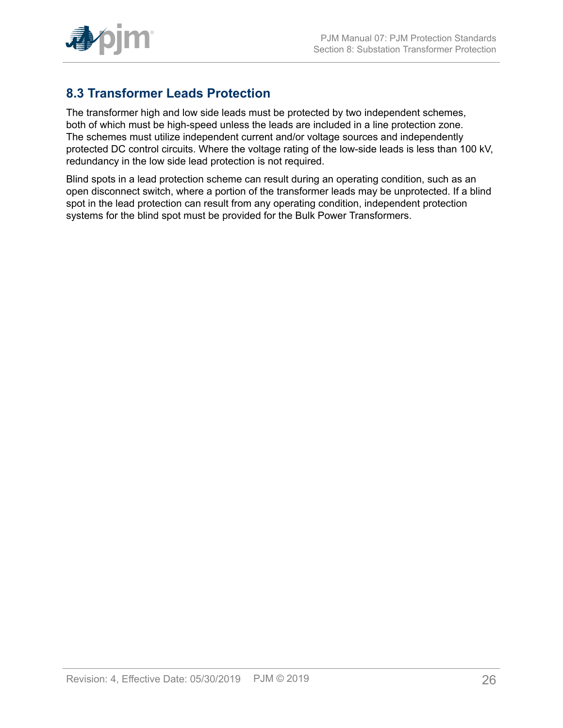## 8.3 Transformer Leads Protection

The transformer high and low side leads must be protected by two independent schemes, both of which must be high-speed unless the leads are included in a line protection zone. The schemes must utilize independent current and/or voltage sources and independently protected DC control circuits. Where the voltage rating of the low-side leads is less than 100 kV, redundancy in the low side lead protection is not required.

Blind spots in a lead protection scheme can result during an operating condition, such as an open disconnect switch, where a portion of the transformer leads may be unprotected. If a blind spot in the lead protection can result from any operating condition, independent protection systems for the blind spot must be provided for the Bulk Power Transformers.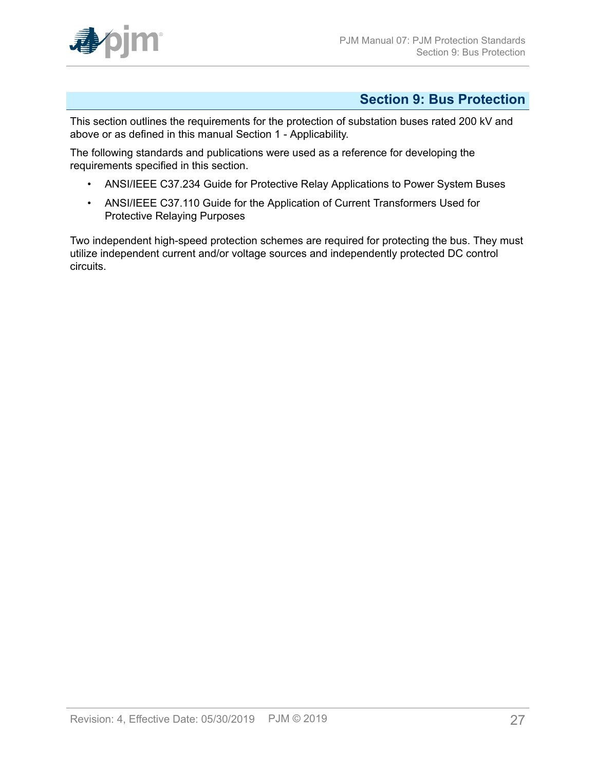# Section 9: Bus Protection

This section outlines the requirements for the protection of substation buses rated 200 kV and above or as defined in this manual Section 1 - Applicability.

The following standards and publications were used as a reference for developing the requirements specified in this section.

- ANSI/IEEE C37.234 Guide for Protective Relay Applications to Power System Buses
- ANSI/IEEE C37.110 Guide for the Application of Current Transformers Used for Protective Relaying Purposes

Two independent high-speed protection schemes are required for protecting the bus. They must utilize independent current and/or voltage sources and independently protected DC control circuits.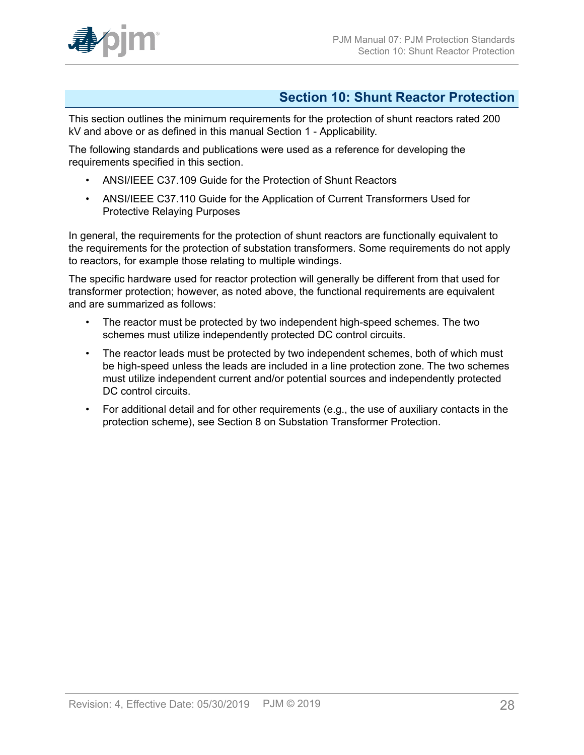# Section 10: Shunt Reactor Protection

This section outlines the minimum requirements for the protection of shunt reactors rated 200 kV and above or as defined in this manual Section 1 - Applicability.

The following standards and publications were used as a reference for developing the requirements specified in this section.

- ANSI/IEEE C37.109 Guide for the Protection of Shunt Reactors
- ANSI/IEEE C37.110 Guide for the Application of Current Transformers Used for Protective Relaying Purposes

In general, the requirements for the protection of shunt reactors are functionally equivalent to the requirements for the protection of substation transformers. Some requirements do not apply to reactors, for example those relating to multiple windings.

The specific hardware used for reactor protection will generally be different from that used for transformer protection; however, as noted above, the functional requirements are equivalent and are summarized as follows:

- The reactor must be protected by two independent high-speed schemes. The two schemes must utilize independently protected DC control circuits.
- The reactor leads must be protected by two independent schemes, both of which must be high-speed unless the leads are included in a line protection zone. The two schemes must utilize independent current and/or potential sources and independently protected DC control circuits.
- For additional detail and for other requirements (e.g., the use of auxiliary contacts in the protection scheme), see Section 8 on Substation Transformer Protection.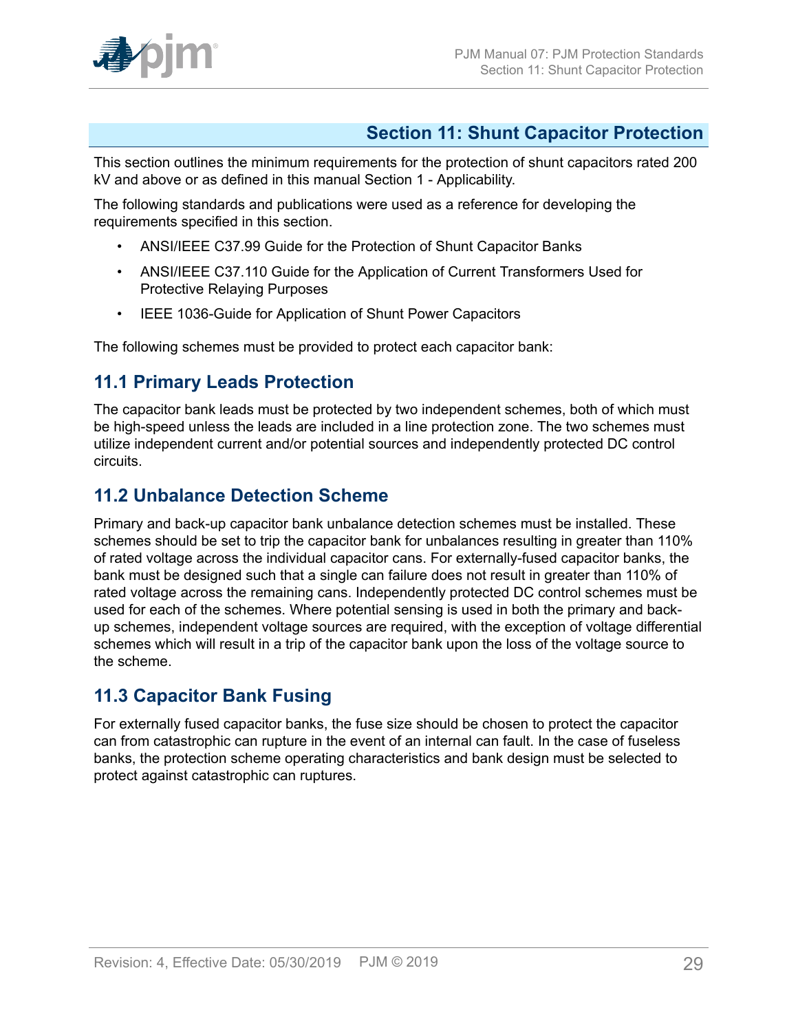# Section 11: Shunt Capacitor Protection

This section outlines the minimum requirements for the protection of shunt capacitors rated 200 kV and above or as defined in this manual Section 1 - Applicability.

The following standards and publications were used as a reference for developing the requirements specified in this section.

- ANSI/IEEE C37.99 Guide for the Protection of Shunt Capacitor Banks
- ANSI/IEEE C37.110 Guide for the Application of Current Transformers Used for Protective Relaying Purposes
- IEEE 1036-Guide for Application of Shunt Power Capacitors

The following schemes must be provided to protect each capacitor bank:

## 11.1 Primary Leads Protection

The capacitor bank leads must be protected by two independent schemes, both of which must be high-speed unless the leads are included in a line protection zone. The two schemes must utilize independent current and/or potential sources and independently protected DC control circuits.

## 11.2 Unbalance Detection Scheme

Primary and back-up capacitor bank unbalance detection schemes must be installed. These schemes should be set to trip the capacitor bank for unbalances resulting in greater than 110% of rated voltage across the individual capacitor cans. For externally-fused capacitor banks, the bank must be designed such that a single can failure does not result in greater than 110% of rated voltage across the remaining cans. Independently protected DC control schemes must be used for each of the schemes. Where potential sensing is used in both the primary and back-up schemes, independent voltage sources are required, with the exception of voltage differential schemes which will result in a trip of the capacitor bank upon the loss of the voltage source to the scheme.

## 11.3 Capacitor Bank Fusing

For externally fused capacitor banks, the fuse size should be chosen to protect the capacitor can from catastrophic can rupture in the event of an internal can fault. In the case of fuseless banks, the protection scheme operating characteristics and bank design must be selected to protect against catastrophic can ruptures.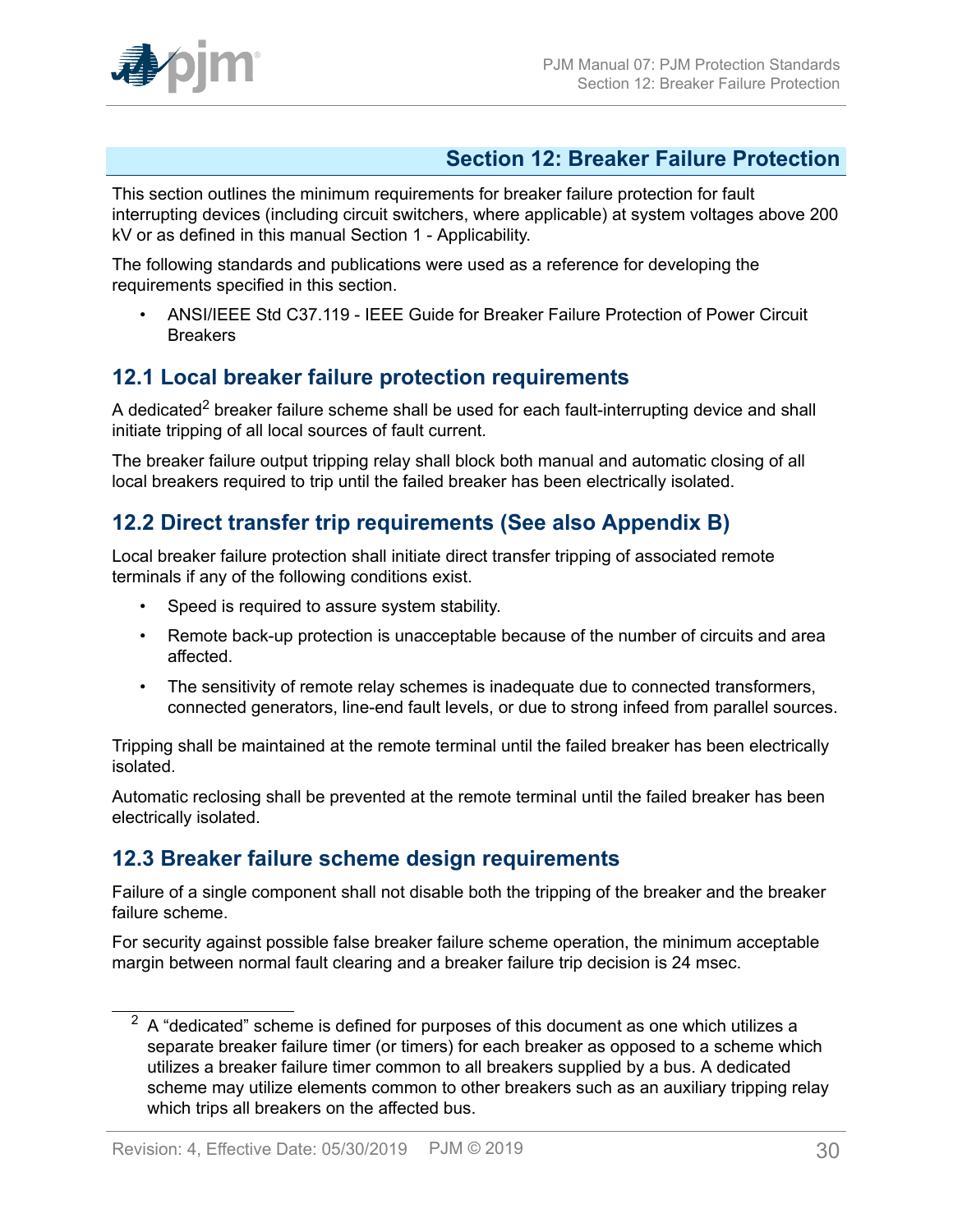# Section 12: Breaker Failure Protection

This section outlines the minimum requirements for breaker failure protection for fault interrupting devices (including circuit switchers, where applicable) at system voltages above 200 kV or as defined in this manual Section 1 - Applicability.

The following standards and publications were used as a reference for developing the requirements specified in this section.

- ANSI/IEEE Std C37.119 - IEEE Guide for Breaker Failure Protection of Power Circuit Breakers

## 12.1 Local breaker failure protection requirements

A dedicated[2] breaker failure scheme shall be used for each fault-interrupting device and shall initiate tripping of all local sources of fault current.

The breaker failure output tripping relay shall block both manual and automatic closing of all local breakers required to trip until the failed breaker has been electrically isolated.

## 12.2 Direct transfer trip requirements (See also Appendix B)

Local breaker failure protection shall initiate direct transfer tripping of associated remote terminals if any of the following conditions exist.

- Speed is required to assure system stability.
- Remote back-up protection is unacceptable because of the number of circuits and area affected.
- The sensitivity of remote relay schemes is inadequate due to connected transformers, connected generators, line-end fault levels, or due to strong infeed from parallel sources.

Tripping shall be maintained at the remote terminal until the failed breaker has been electrically isolated.

Automatic reclosing shall be prevented at the remote terminal until the failed breaker has been electrically isolated.

## 12.3 Breaker failure scheme design requirements

Failure of a single component shall not disable both the tripping of the breaker and the breaker failure scheme.

For security against possible false breaker failure scheme operation, the minimum acceptable margin between normal fault clearing and a breaker failure trip decision is 24 msec.

---

[2] A "dedicated" scheme is defined for purposes of this document as one which utilizes a separate breaker failure timer (or timers) for each breaker as opposed to a scheme which utilizes a breaker failure timer common to all breakers supplied by a bus. A dedicated scheme may utilize elements common to other breakers such as an auxiliary tripping relay which trips all breakers on the affected bus.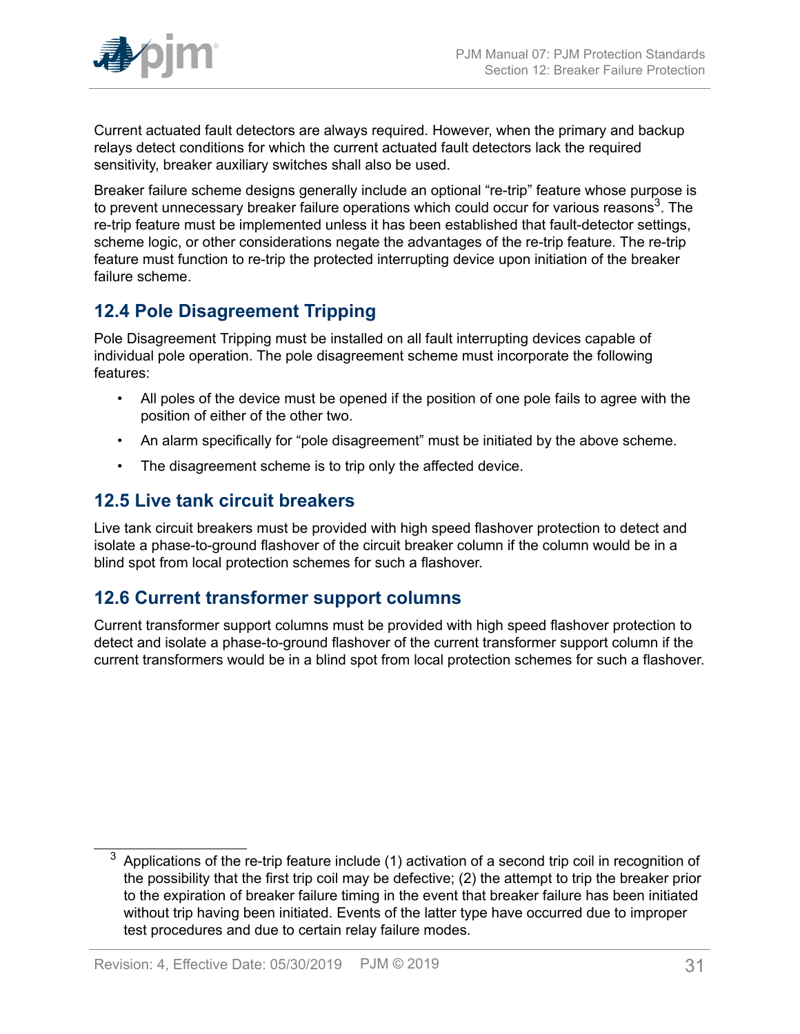Current actuated fault detectors are always required. However, when the primary and backup relays detect conditions for which the current actuated fault detectors lack the required sensitivity, breaker auxiliary switches shall also be used.

Breaker failure scheme designs generally include an optional "re-trip" feature whose purpose is to prevent unnecessary breaker failure operations which could occur for various reasons[3]. The re-trip feature must be implemented unless it has been established that fault-detector settings, scheme logic, or other considerations negate the advantages of the re-trip feature. The re-trip feature must function to re-trip the protected interrupting device upon initiation of the breaker failure scheme.

## 12.4 Pole Disagreement Tripping

Pole Disagreement Tripping must be installed on all fault interrupting devices capable of individual pole operation. The pole disagreement scheme must incorporate the following features:

- All poles of the device must be opened if the position of one pole fails to agree with the position of either of the other two.
- An alarm specifically for "pole disagreement" must be initiated by the above scheme.
- The disagreement scheme is to trip only the affected device.

## 12.5 Live tank circuit breakers

Live tank circuit breakers must be provided with high speed flashover protection to detect and isolate a phase-to-ground flashover of the circuit breaker column if the column would be in a blind spot from local protection schemes for such a flashover.

## 12.6 Current transformer support columns

Current transformer support columns must be provided with high speed flashover protection to detect and isolate a phase-to-ground flashover of the current transformer support column if the current transformers would be in a blind spot from local protection schemes for such a flashover.

[3] Applications of the re-trip feature include (1) activation of a second trip coil in recognition of the possibility that the first trip coil may be defective; (2) the attempt to trip the breaker prior to the expiration of breaker failure timing in the event that breaker failure has been initiated without trip having been initiated. Events of the latter type have occurred due to improper test procedures and due to certain relay failure modes.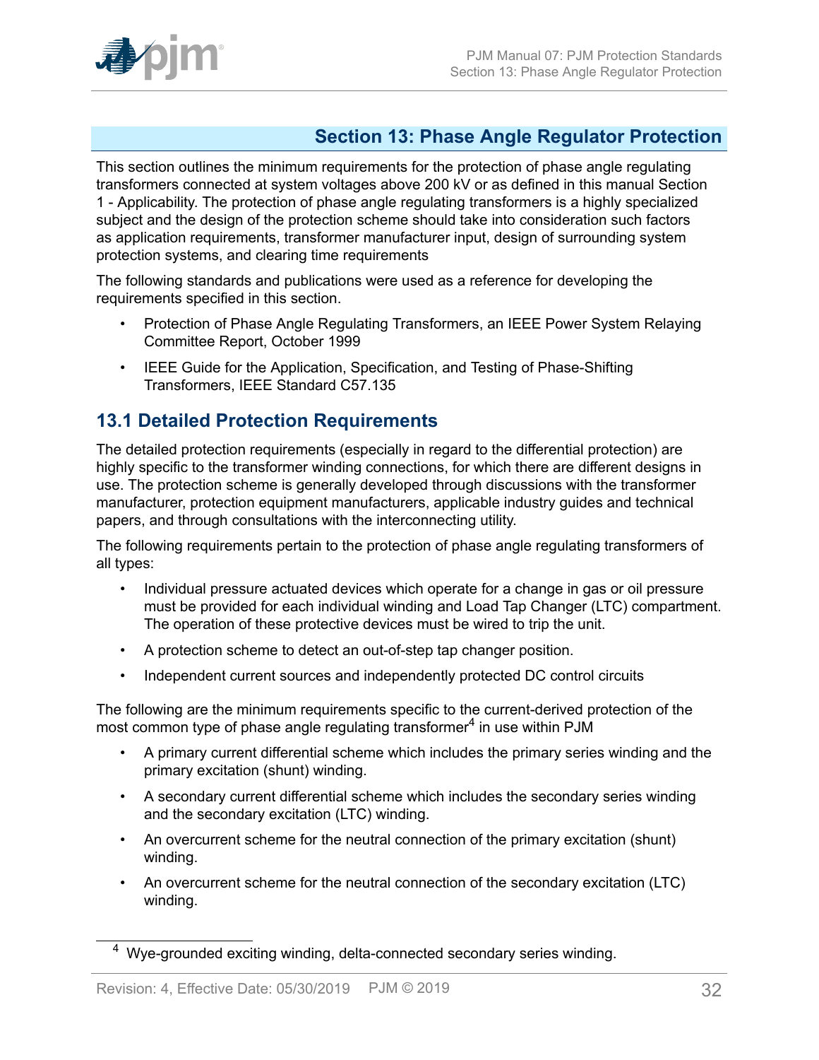# Section 13: Phase Angle Regulator Protection

This section outlines the minimum requirements for the protection of phase angle regulating transformers connected at system voltages above 200 kV or as defined in this manual Section 1 - Applicability. The protection of phase angle regulating transformers is a highly specialized subject and the design of the protection scheme should take into consideration such factors as application requirements, transformer manufacturer input, design of surrounding system protection systems, and clearing time requirements

The following standards and publications were used as a reference for developing the requirements specified in this section.

- Protection of Phase Angle Regulating Transformers, an IEEE Power System Relaying Committee Report, October 1999
- IEEE Guide for the Application, Specification, and Testing of Phase-Shifting Transformers, IEEE Standard C57.135

## 13.1 Detailed Protection Requirements

The detailed protection requirements (especially in regard to the differential protection) are highly specific to the transformer winding connections, for which there are different designs in use. The protection scheme is generally developed through discussions with the transformer manufacturer, protection equipment manufacturers, applicable industry guides and technical papers, and through consultations with the interconnecting utility.

The following requirements pertain to the protection of phase angle regulating transformers of all types:

- Individual pressure actuated devices which operate for a change in gas or oil pressure must be provided for each individual winding and Load Tap Changer (LTC) compartment. The operation of these protective devices must be wired to trip the unit.
- A protection scheme to detect an out-of-step tap changer position.
- Independent current sources and independently protected DC control circuits

The following are the minimum requirements specific to the current-derived protection of the most common type of phase angle regulating transformer[4] in use within PJM

- A primary current differential scheme which includes the primary series winding and the primary excitation (shunt) winding.
- A secondary current differential scheme which includes the secondary series winding and the secondary excitation (LTC) winding.
- An overcurrent scheme for the neutral connection of the primary excitation (shunt) winding.
- An overcurrent scheme for the neutral connection of the secondary excitation (LTC) winding.

[4] Wye-grounded exciting winding, delta-connected secondary series winding.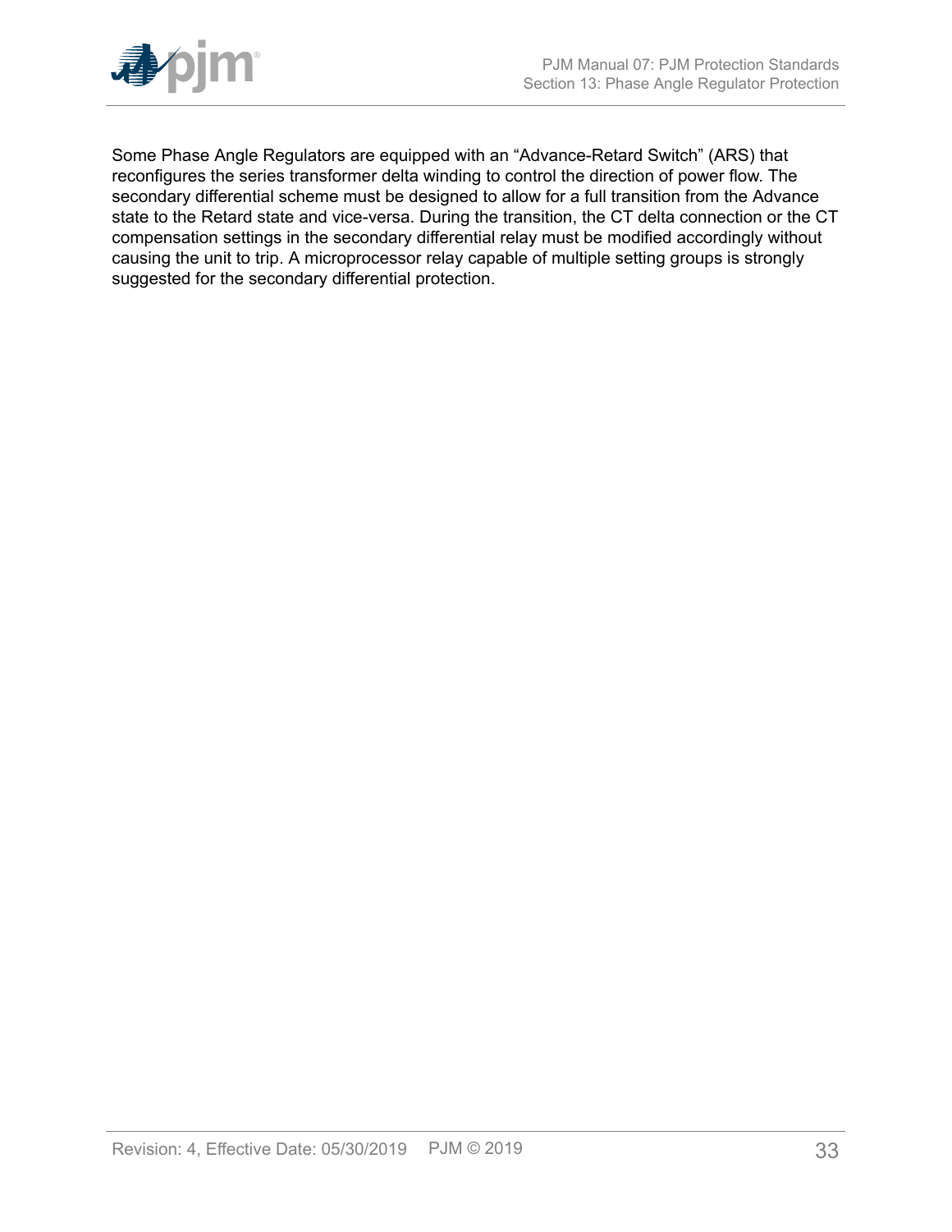Some Phase Angle Regulators are equipped with an “Advance-Retard Switch” (ARS) that reconfigures the series transformer delta winding to control the direction of power flow. The secondary differential scheme must be designed to allow for a full transition from the Advance state to the Retard state and vice-versa. During the transition, the CT delta connection or the CT compensation settings in the secondary differential relay must be modified accordingly without causing the unit to trip. A microprocessor relay capable of multiple setting groups is strongly suggested for the secondary differential protection.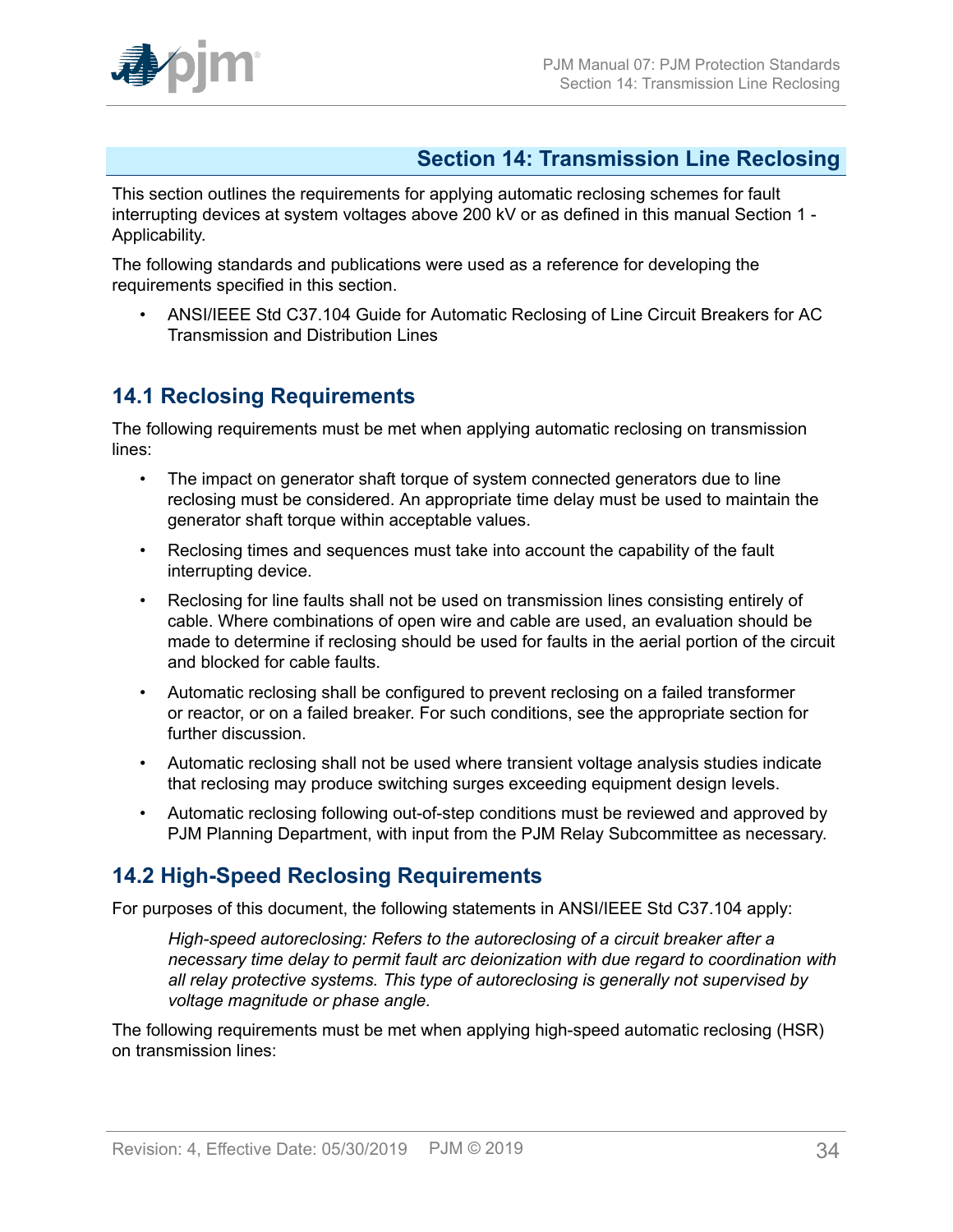# Section 14: Transmission Line Reclosing

This section outlines the requirements for applying automatic reclosing schemes for fault interrupting devices at system voltages above 200 kV or as defined in this manual Section 1 - Applicability.

The following standards and publications were used as a reference for developing the requirements specified in this section.

- ANSI/IEEE Std C37.104 Guide for Automatic Reclosing of Line Circuit Breakers for AC Transmission and Distribution Lines

## 14.1 Reclosing Requirements

The following requirements must be met when applying automatic reclosing on transmission lines:

- The impact on generator shaft torque of system connected generators due to line reclosing must be considered. An appropriate time delay must be used to maintain the generator shaft torque within acceptable values.
- Reclosing times and sequences must take into account the capability of the fault interrupting device.
- Reclosing for line faults shall not be used on transmission lines consisting entirely of cable. Where combinations of open wire and cable are used, an evaluation should be made to determine if reclosing should be used for faults in the aerial portion of the circuit and blocked for cable faults.
- Automatic reclosing shall be configured to prevent reclosing on a failed transformer or reactor, or on a failed breaker. For such conditions, see the appropriate section for further discussion.
- Automatic reclosing shall not be used where transient voltage analysis studies indicate that reclosing may produce switching surges exceeding equipment design levels.
- Automatic reclosing following out-of-step conditions must be reviewed and approved by PJM Planning Department, with input from the PJM Relay Subcommittee as necessary.

## 14.2 High-Speed Reclosing Requirements

For purposes of this document, the following statements in ANSI/IEEE Std C37.104 apply:

> *High-speed autoreclosing: Refers to the autoreclosing of a circuit breaker after a necessary time delay to permit fault arc deionization with due regard to coordination with all relay protective systems. This type of autoreclosing is generally not supervised by voltage magnitude or phase angle.*

The following requirements must be met when applying high-speed automatic reclosing (HSR) on transmission lines: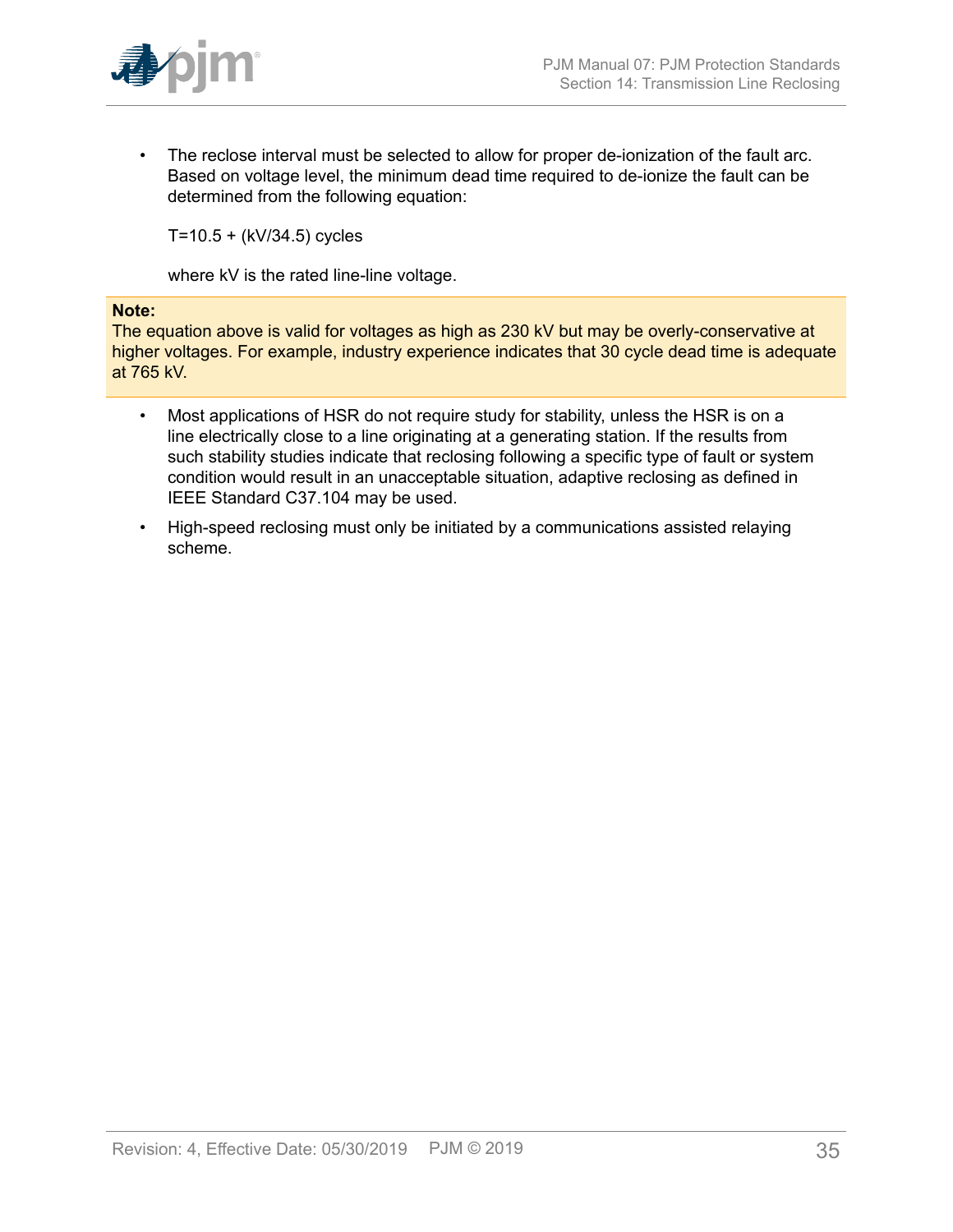- The reclose interval must be selected to allow for proper de-ionization of the fault arc. Based on voltage level, the minimum dead time required to de-ionize the fault can be determined from the following equation:

  $T=10.5 + (kV/34.5)$ cycles

  where kV is the rated line-line voltage.

> **Note:**
> The equation above is valid for voltages as high as 230 kV but may be overly-conservative at higher voltages. For example, industry experience indicates that 30 cycle dead time is adequate at 765 kV.

- Most applications of HSR do not require study for stability, unless the HSR is on a line electrically close to a line originating at a generating station. If the results from such stability studies indicate that reclosing following a specific type of fault or system condition would result in an unacceptable situation, adaptive reclosing as defined in IEEE Standard C37.104 may be used.
- High-speed reclosing must only be initiated by a communications assisted relaying scheme.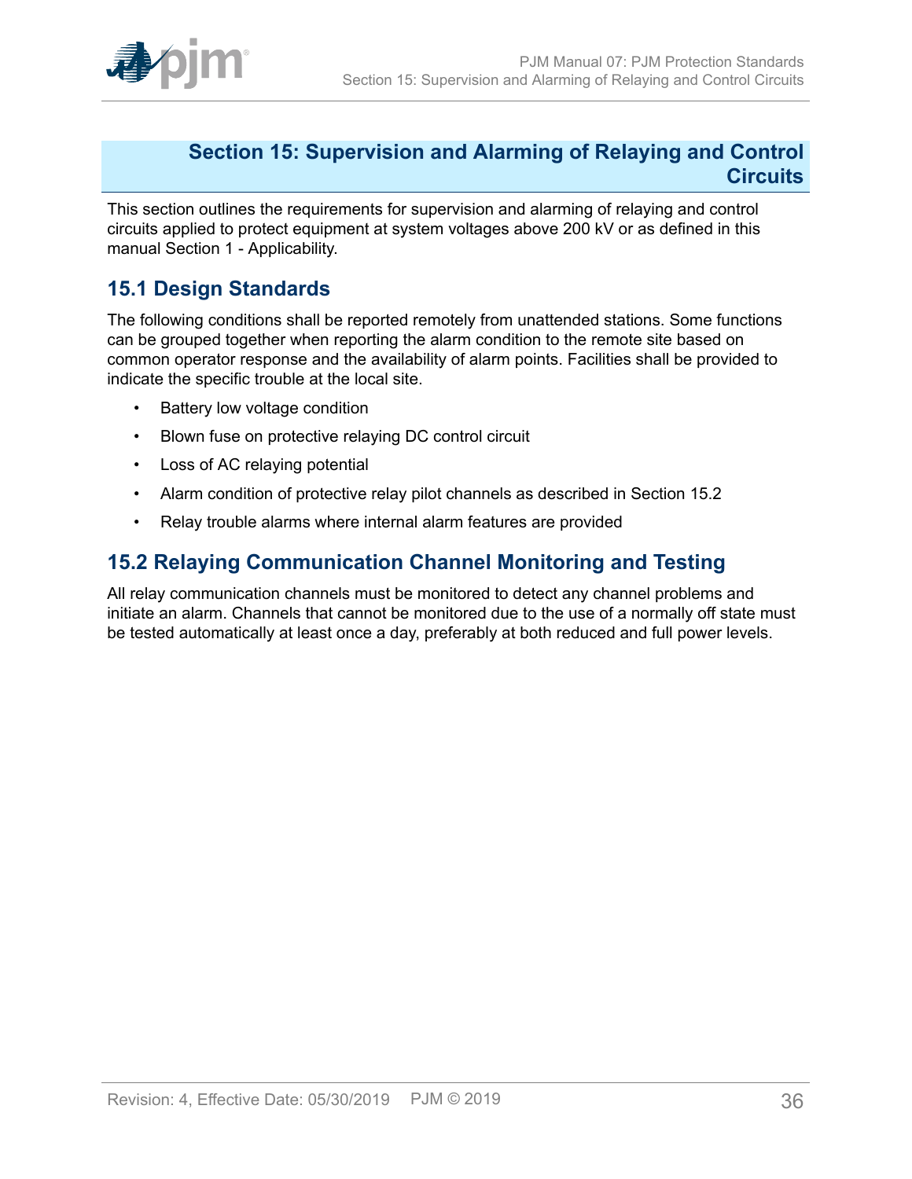# Section 15: Supervision and Alarming of Relaying and Control Circuits

This section outlines the requirements for supervision and alarming of relaying and control circuits applied to protect equipment at system voltages above 200 kV or as defined in this manual Section 1 - Applicability.

## 15.1 Design Standards

The following conditions shall be reported remotely from unattended stations. Some functions can be grouped together when reporting the alarm condition to the remote site based on common operator response and the availability of alarm points. Facilities shall be provided to indicate the specific trouble at the local site.

- Battery low voltage condition
- Blown fuse on protective relaying DC control circuit
- Loss of AC relaying potential
- Alarm condition of protective relay pilot channels as described in Section 15.2
- Relay trouble alarms where internal alarm features are provided

## 15.2 Relaying Communication Channel Monitoring and Testing

All relay communication channels must be monitored to detect any channel problems and initiate an alarm. Channels that cannot be monitored due to the use of a normally off state must be tested automatically at least once a day, preferably at both reduced and full power levels.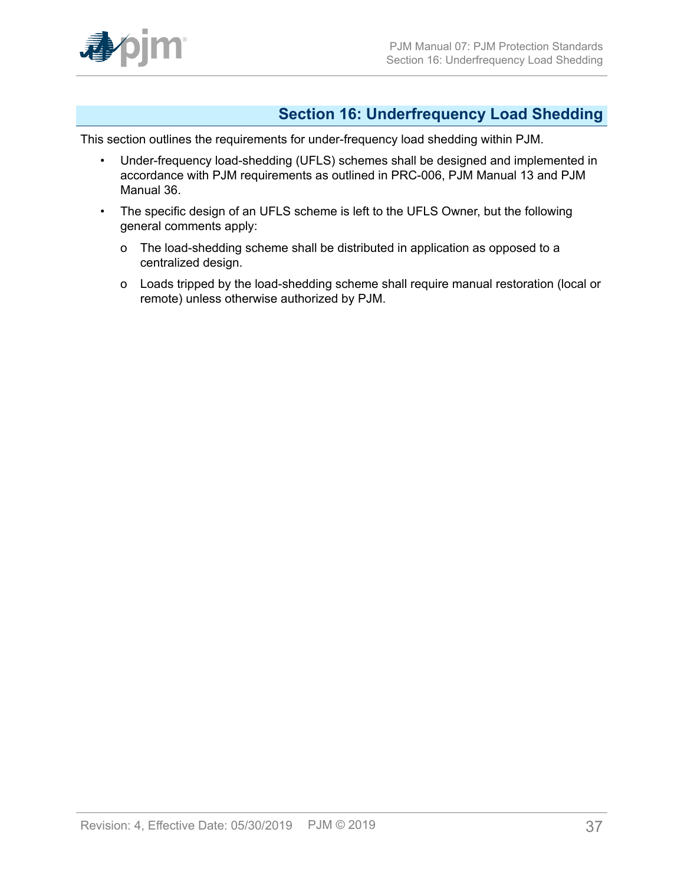# Section 16: Underfrequency Load Shedding

This section outlines the requirements for under-frequency load shedding within PJM.

- Under-frequency load-shedding (UFLS) schemes shall be designed and implemented in accordance with PJM requirements as outlined in PRC-006, PJM Manual 13 and PJM Manual 36.
- The specific design of an UFLS scheme is left to the UFLS Owner, but the following general comments apply:
  - The load-shedding scheme shall be distributed in application as opposed to a centralized design.
  - Loads tripped by the load-shedding scheme shall require manual restoration (local or remote) unless otherwise authorized by PJM.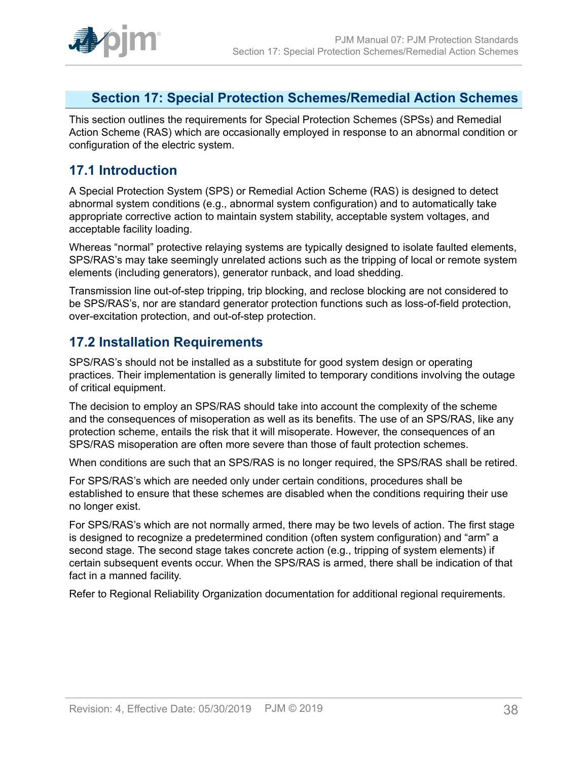# Section 17: Special Protection Schemes/Remedial Action Schemes

This section outlines the requirements for Special Protection Schemes (SPSs) and Remedial Action Scheme (RAS) which are occasionally employed in response to an abnormal condition or configuration of the electric system.

## 17.1 Introduction

A Special Protection System (SPS) or Remedial Action Scheme (RAS) is designed to detect abnormal system conditions (e.g., abnormal system configuration) and to automatically take appropriate corrective action to maintain system stability, acceptable system voltages, and acceptable facility loading.

Whereas “normal” protective relaying systems are typically designed to isolate faulted elements, SPS/RAS’s may take seemingly unrelated actions such as the tripping of local or remote system elements (including generators), generator runback, and load shedding.

Transmission line out-of-step tripping, trip blocking, and reclose blocking are not considered to be SPS/RAS’s, nor are standard generator protection functions such as loss-of-field protection, over-excitation protection, and out-of-step protection.

## 17.2 Installation Requirements

SPS/RAS’s should not be installed as a substitute for good system design or operating practices. Their implementation is generally limited to temporary conditions involving the outage of critical equipment.

The decision to employ an SPS/RAS should take into account the complexity of the scheme and the consequences of misoperation as well as its benefits. The use of an SPS/RAS, like any protection scheme, entails the risk that it will misoperate. However, the consequences of an SPS/RAS misoperation are often more severe than those of fault protection schemes.

When conditions are such that an SPS/RAS is no longer required, the SPS/RAS shall be retired.

For SPS/RAS’s which are needed only under certain conditions, procedures shall be established to ensure that these schemes are disabled when the conditions requiring their use no longer exist.

For SPS/RAS’s which are not normally armed, there may be two levels of action. The first stage is designed to recognize a predetermined condition (often system configuration) and “arm” a second stage. The second stage takes concrete action (e.g., tripping of system elements) if certain subsequent events occur. When the SPS/RAS is armed, there shall be indication of that fact in a manned facility.

Refer to Regional Reliability Organization documentation for additional regional requirements.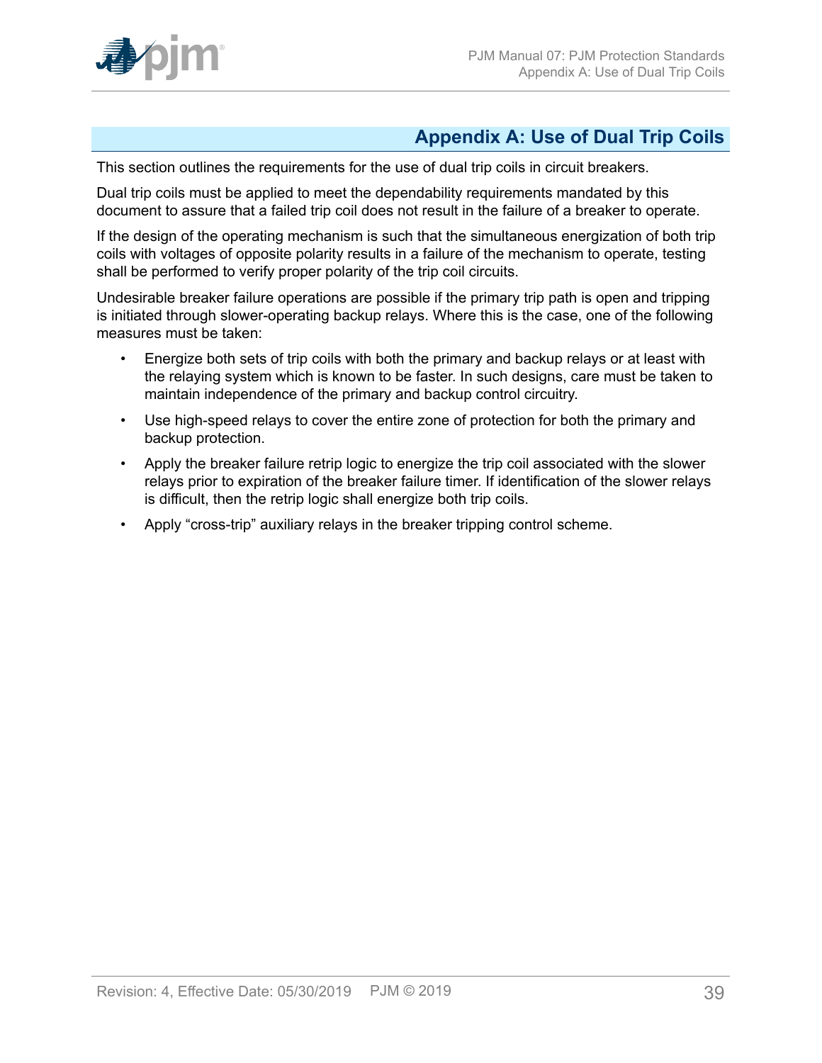## Appendix A: Use of Dual Trip Coils

This section outlines the requirements for the use of dual trip coils in circuit breakers.

Dual trip coils must be applied to meet the dependability requirements mandated by this document to assure that a failed trip coil does not result in the failure of a breaker to operate.

If the design of the operating mechanism is such that the simultaneous energization of both trip coils with voltages of opposite polarity results in a failure of the mechanism to operate, testing shall be performed to verify proper polarity of the trip coil circuits.

Undesirable breaker failure operations are possible if the primary trip path is open and tripping is initiated through slower-operating backup relays. Where this is the case, one of the following measures must be taken:

- Energize both sets of trip coils with both the primary and backup relays or at least with the relaying system which is known to be faster. In such designs, care must be taken to maintain independence of the primary and backup control circuitry.
- Use high-speed relays to cover the entire zone of protection for both the primary and backup protection.
- Apply the breaker failure retrip logic to energize the trip coil associated with the slower relays prior to expiration of the breaker failure timer. If identification of the slower relays is difficult, then the retrip logic shall energize both trip coils.
- Apply “cross-trip” auxiliary relays in the breaker tripping control scheme.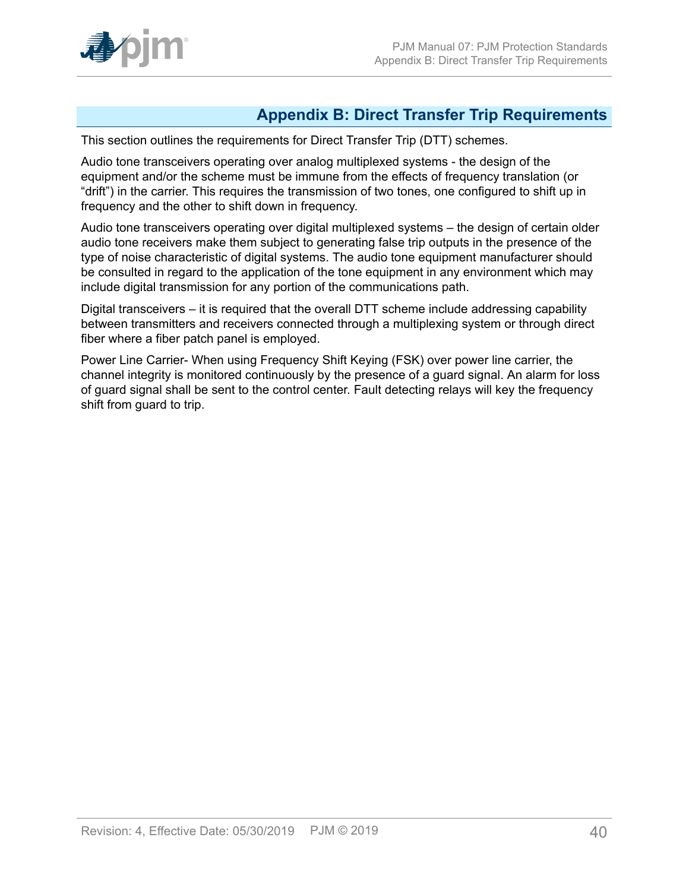# Appendix B: Direct Transfer Trip Requirements

This section outlines the requirements for Direct Transfer Trip (DTT) schemes.

Audio tone transceivers operating over analog multiplexed systems - the design of the equipment and/or the scheme must be immune from the effects of frequency translation (or "drift") in the carrier. This requires the transmission of two tones, one configured to shift up in frequency and the other to shift down in frequency.

Audio tone transceivers operating over digital multiplexed systems – the design of certain older audio tone receivers make them subject to generating false trip outputs in the presence of the type of noise characteristic of digital systems. The audio tone equipment manufacturer should be consulted in regard to the application of the tone equipment in any environment which may include digital transmission for any portion of the communications path.

Digital transceivers – it is required that the overall DTT scheme include addressing capability between transmitters and receivers connected through a multiplexing system or through direct fiber where a fiber patch panel is employed.

Power Line Carrier- When using Frequency Shift Keying (FSK) over power line carrier, the channel integrity is monitored continuously by the presence of a guard signal. An alarm for loss of guard signal shall be sent to the control center. Fault detecting relays will key the frequency shift from guard to trip.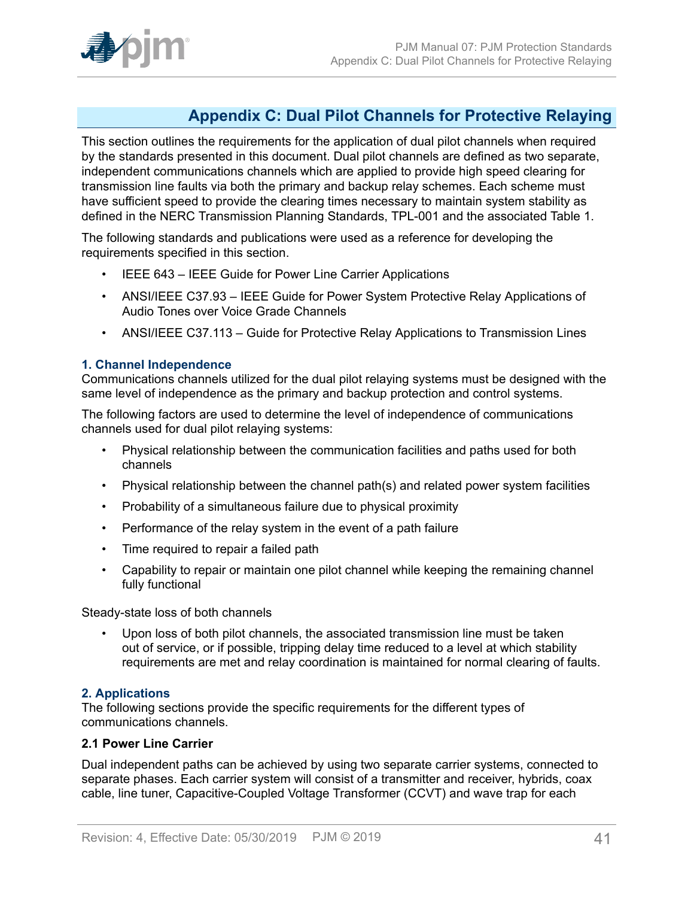# Appendix C: Dual Pilot Channels for Protective Relaying

This section outlines the requirements for the application of dual pilot channels when required by the standards presented in this document. Dual pilot channels are defined as two separate, independent communications channels which are applied to provide high speed clearing for transmission line faults via both the primary and backup relay schemes. Each scheme must have sufficient speed to provide the clearing times necessary to maintain system stability as defined in the NERC Transmission Planning Standards, TPL-001 and the associated Table 1.

The following standards and publications were used as a reference for developing the requirements specified in this section.

- IEEE 643 – IEEE Guide for Power Line Carrier Applications
- ANSI/IEEE C37.93 – IEEE Guide for Power System Protective Relay Applications of Audio Tones over Voice Grade Channels
- ANSI/IEEE C37.113 – Guide for Protective Relay Applications to Transmission Lines

### 1. Channel Independence

Communications channels utilized for the dual pilot relaying systems must be designed with the same level of independence as the primary and backup protection and control systems.

The following factors are used to determine the level of independence of communications channels used for dual pilot relaying systems:

- Physical relationship between the communication facilities and paths used for both channels
- Physical relationship between the channel path(s) and related power system facilities
- Probability of a simultaneous failure due to physical proximity
- Performance of the relay system in the event of a path failure
- Time required to repair a failed path
- Capability to repair or maintain one pilot channel while keeping the remaining channel fully functional

Steady-state loss of both channels

- Upon loss of both pilot channels, the associated transmission line must be taken out of service, or if possible, tripping delay time reduced to a level at which stability requirements are met and relay coordination is maintained for normal clearing of faults.

### 2. Applications

The following sections provide the specific requirements for the different types of communications channels.

#### 2.1 Power Line Carrier

Dual independent paths can be achieved by using two separate carrier systems, connected to separate phases. Each carrier system will consist of a transmitter and receiver, hybrids, coax cable, line tuner, Capacitive-Coupled Voltage Transformer (CCVT) and wave trap for each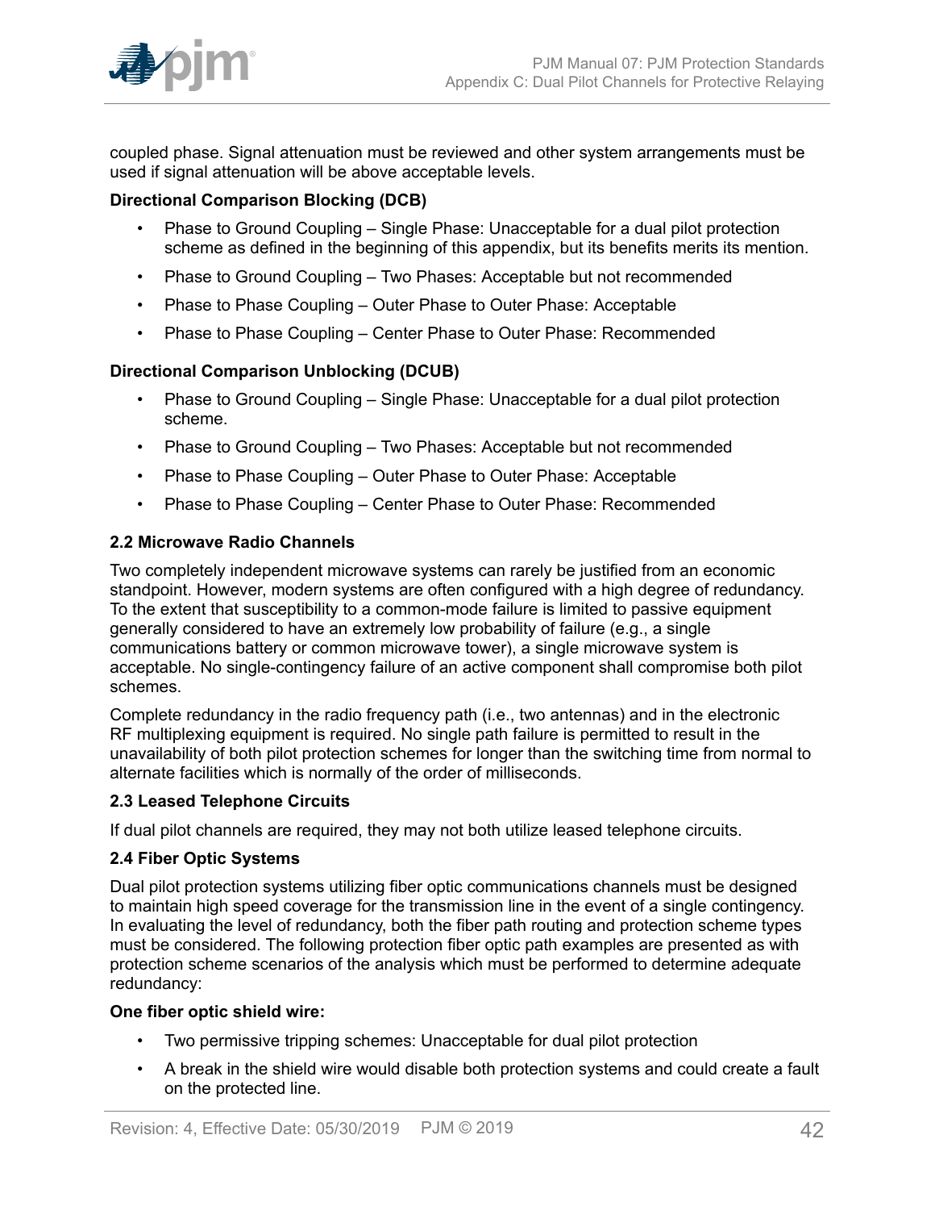coupled phase. Signal attenuation must be reviewed and other system arrangements must be used if signal attenuation will be above acceptable levels.

**Directional Comparison Blocking (DCB)**

- Phase to Ground Coupling – Single Phase: Unacceptable for a dual pilot protection scheme as defined in the beginning of this appendix, but its benefits merits its mention.
- Phase to Ground Coupling – Two Phases: Acceptable but not recommended
- Phase to Phase Coupling – Outer Phase to Outer Phase: Acceptable
- Phase to Phase Coupling – Center Phase to Outer Phase: Recommended

**Directional Comparison Unblocking (DCUB)**

- Phase to Ground Coupling – Single Phase: Unacceptable for a dual pilot protection scheme.
- Phase to Ground Coupling – Two Phases: Acceptable but not recommended
- Phase to Phase Coupling – Outer Phase to Outer Phase: Acceptable
- Phase to Phase Coupling – Center Phase to Outer Phase: Recommended

### 2.2 Microwave Radio Channels

Two completely independent microwave systems can rarely be justified from an economic standpoint. However, modern systems are often configured with a high degree of redundancy. To the extent that susceptibility to a common-mode failure is limited to passive equipment generally considered to have an extremely low probability of failure (e.g., a single communications battery or common microwave tower), a single microwave system is acceptable. No single-contingency failure of an active component shall compromise both pilot schemes.

Complete redundancy in the radio frequency path (i.e., two antennas) and in the electronic RF multiplexing equipment is required. No single path failure is permitted to result in the unavailability of both pilot protection schemes for longer than the switching time from normal to alternate facilities which is normally of the order of milliseconds.

### 2.3 Leased Telephone Circuits

If dual pilot channels are required, they may not both utilize leased telephone circuits.

### 2.4 Fiber Optic Systems

Dual pilot protection systems utilizing fiber optic communications channels must be designed to maintain high speed coverage for the transmission line in the event of a single contingency. In evaluating the level of redundancy, both the fiber path routing and protection scheme types must be considered. The following protection fiber optic path examples are presented as with protection scheme scenarios of the analysis which must be performed to determine adequate redundancy:

**One fiber optic shield wire:**

- Two permissive tripping schemes: Unacceptable for dual pilot protection
- A break in the shield wire would disable both protection systems and could create a fault on the protected line.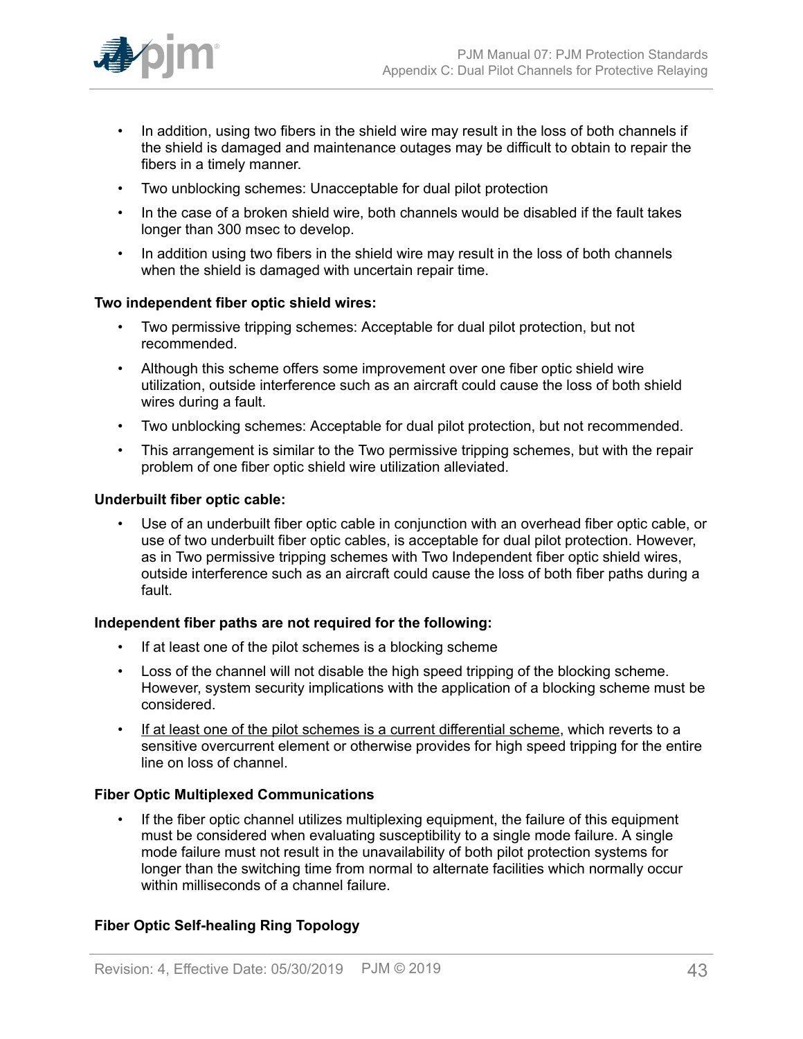- In addition, using two fibers in the shield wire may result in the loss of both channels if the shield is damaged and maintenance outages may be difficult to obtain to repair the fibers in a timely manner.
- Two unblocking schemes: Unacceptable for dual pilot protection
- In the case of a broken shield wire, both channels would be disabled if the fault takes longer than 300 msec to develop.
- In addition using two fibers in the shield wire may result in the loss of both channels when the shield is damaged with uncertain repair time.

**Two independent fiber optic shield wires:**

- Two permissive tripping schemes: Acceptable for dual pilot protection, but not recommended.
- Although this scheme offers some improvement over one fiber optic shield wire utilization, outside interference such as an aircraft could cause the loss of both shield wires during a fault.
- Two unblocking schemes: Acceptable for dual pilot protection, but not recommended.
- This arrangement is similar to the Two permissive tripping schemes, but with the repair problem of one fiber optic shield wire utilization alleviated.

**Underbuilt fiber optic cable:**

- Use of an underbuilt fiber optic cable in conjunction with an overhead fiber optic cable, or use of two underbuilt fiber optic cables, is acceptable for dual pilot protection. However, as in Two permissive tripping schemes with Two Independent fiber optic shield wires, outside interference such as an aircraft could cause the loss of both fiber paths during a fault.

**Independent fiber paths are not required for the following:**

- If at least one of the pilot schemes is a blocking scheme
- Loss of the channel will not disable the high speed tripping of the blocking scheme. However, system security implications with the application of a blocking scheme must be considered.
- If at least one of the pilot schemes is a current differential scheme, which reverts to a sensitive overcurrent element or otherwise provides for high speed tripping for the entire line on loss of channel.

**Fiber Optic Multiplexed Communications**

- If the fiber optic channel utilizes multiplexing equipment, the failure of this equipment must be considered when evaluating susceptibility to a single mode failure. A single mode failure must not result in the unavailability of both pilot protection systems for longer than the switching time from normal to alternate facilities which normally occur within milliseconds of a channel failure.

**Fiber Optic Self-healing Ring Topology**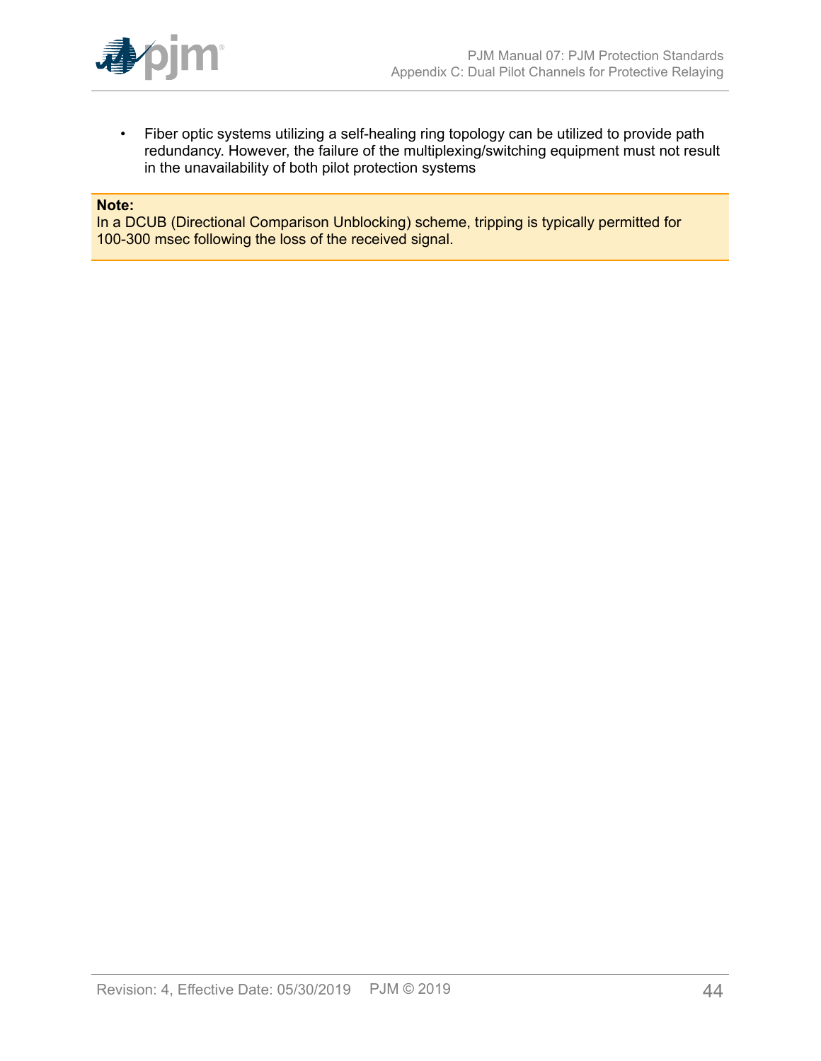- Fiber optic systems utilizing a self-healing ring topology can be utilized to provide path redundancy. However, the failure of the multiplexing/switching equipment must not result in the unavailability of both pilot protection systems

**Note:**
In a DCUB (Directional Comparison Unblocking) scheme, tripping is typically permitted for 100-300 msec following the loss of the received signal.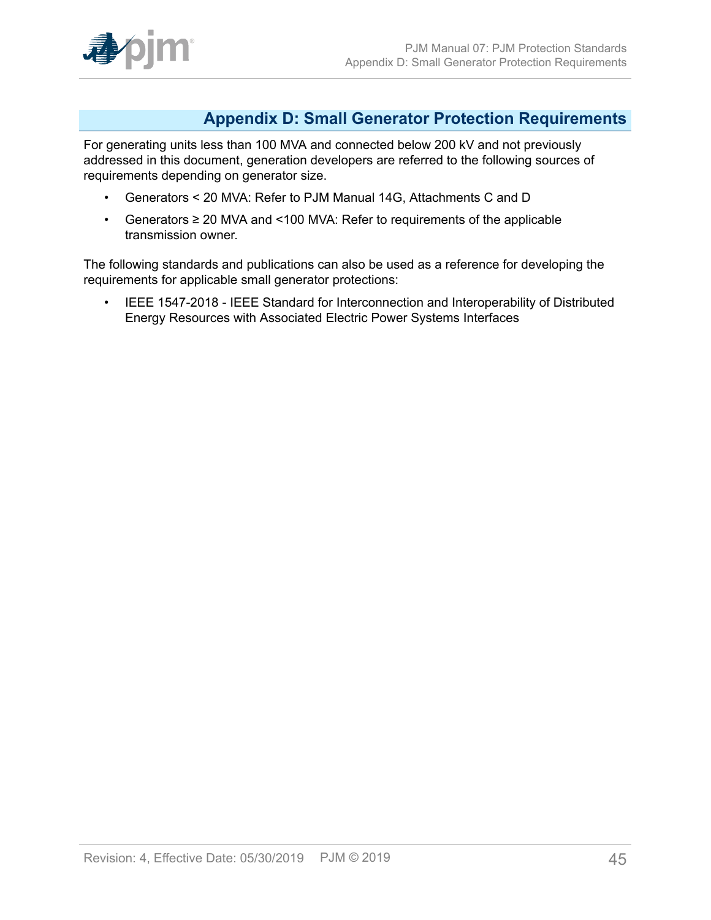## Appendix D: Small Generator Protection Requirements

For generating units less than 100 MVA and connected below 200 kV and not previously addressed in this document, generation developers are referred to the following sources of requirements depending on generator size.

- Generators < 20 MVA: Refer to PJM Manual 14G, Attachments C and D
- Generators ≥ 20 MVA and <100 MVA: Refer to requirements of the applicable transmission owner.

The following standards and publications can also be used as a reference for developing the requirements for applicable small generator protections:

- IEEE 1547-2018 - IEEE Standard for Interconnection and Interoperability of Distributed Energy Resources with Associated Electric Power Systems Interfaces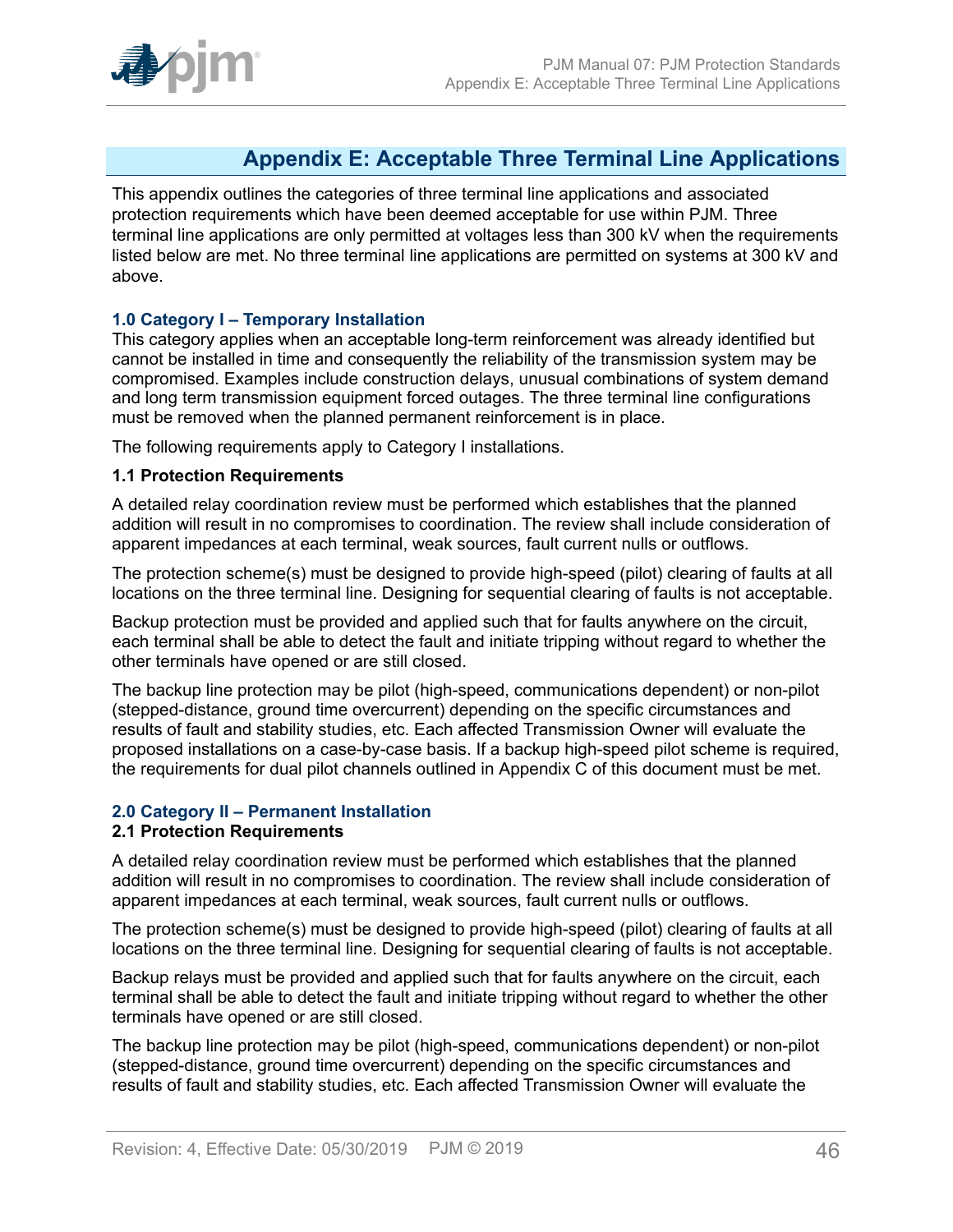# Appendix E: Acceptable Three Terminal Line Applications

This appendix outlines the categories of three terminal line applications and associated protection requirements which have been deemed acceptable for use within PJM. Three terminal line applications are only permitted at voltages less than 300 kV when the requirements listed below are met. No three terminal line applications are permitted on systems at 300 kV and above.

## 1.0 Category I – Temporary Installation

This category applies when an acceptable long-term reinforcement was already identified but cannot be installed in time and consequently the reliability of the transmission system may be compromised. Examples include construction delays, unusual combinations of system demand and long term transmission equipment forced outages. The three terminal line configurations must be removed when the planned permanent reinforcement is in place.

The following requirements apply to Category I installations.

### 1.1 Protection Requirements

A detailed relay coordination review must be performed which establishes that the planned addition will result in no compromises to coordination. The review shall include consideration of apparent impedances at each terminal, weak sources, fault current nulls or outflows.

The protection scheme(s) must be designed to provide high-speed (pilot) clearing of faults at all locations on the three terminal line. Designing for sequential clearing of faults is not acceptable.

Backup protection must be provided and applied such that for faults anywhere on the circuit, each terminal shall be able to detect the fault and initiate tripping without regard to whether the other terminals have opened or are still closed.

The backup line protection may be pilot (high-speed, communications dependent) or non-pilot (stepped-distance, ground time overcurrent) depending on the specific circumstances and results of fault and stability studies, etc. Each affected Transmission Owner will evaluate the proposed installations on a case-by-case basis. If a backup high-speed pilot scheme is required, the requirements for dual pilot channels outlined in Appendix C of this document must be met.

## 2.0 Category II – Permanent Installation

### 2.1 Protection Requirements

A detailed relay coordination review must be performed which establishes that the planned addition will result in no compromises to coordination. The review shall include consideration of apparent impedances at each terminal, weak sources, fault current nulls or outflows.

The protection scheme(s) must be designed to provide high-speed (pilot) clearing of faults at all locations on the three terminal line. Designing for sequential clearing of faults is not acceptable.

Backup relays must be provided and applied such that for faults anywhere on the circuit, each terminal shall be able to detect the fault and initiate tripping without regard to whether the other terminals have opened or are still closed.

The backup line protection may be pilot (high-speed, communications dependent) or non-pilot (stepped-distance, ground time overcurrent) depending on the specific circumstances and results of fault and stability studies, etc. Each affected Transmission Owner will evaluate the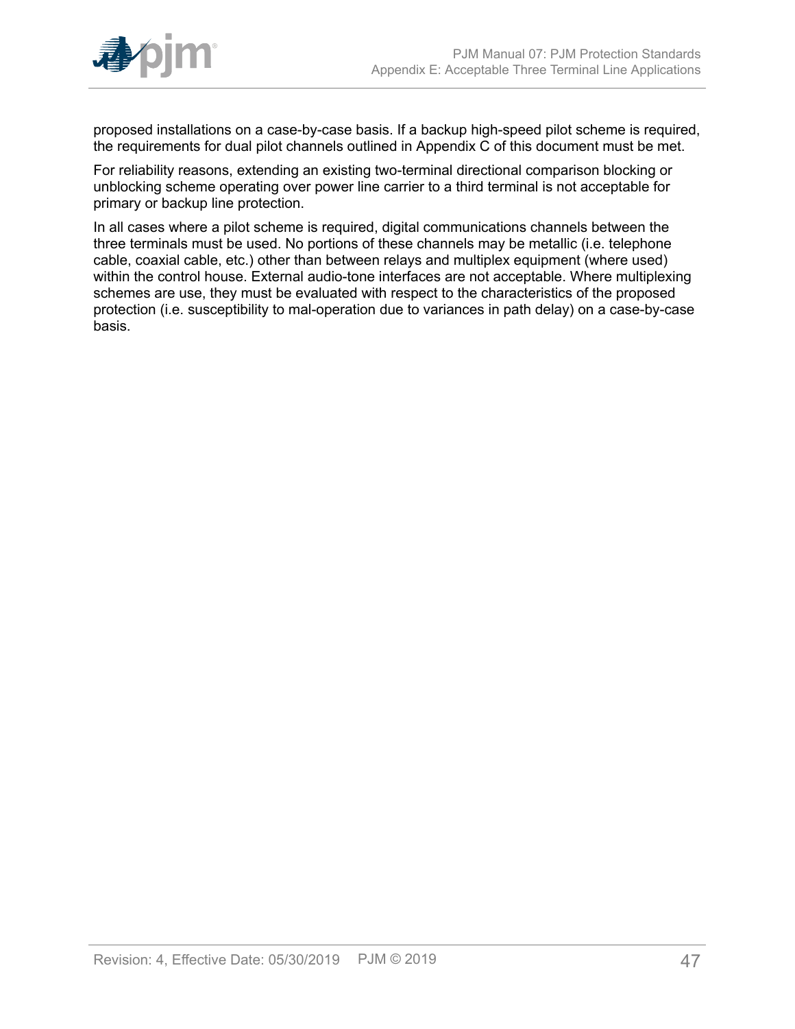proposed installations on a case-by-case basis. If a backup high-speed pilot scheme is required, the requirements for dual pilot channels outlined in Appendix C of this document must be met.

For reliability reasons, extending an existing two-terminal directional comparison blocking or unblocking scheme operating over power line carrier to a third terminal is not acceptable for primary or backup line protection.

In all cases where a pilot scheme is required, digital communications channels between the three terminals must be used. No portions of these channels may be metallic (i.e. telephone cable, coaxial cable, etc.) other than between relays and multiplex equipment (where used) within the control house. External audio-tone interfaces are not acceptable. Where multiplexing schemes are use, they must be evaluated with respect to the characteristics of the proposed protection (i.e. susceptibility to mal-operation due to variances in path delay) on a case-by-case basis.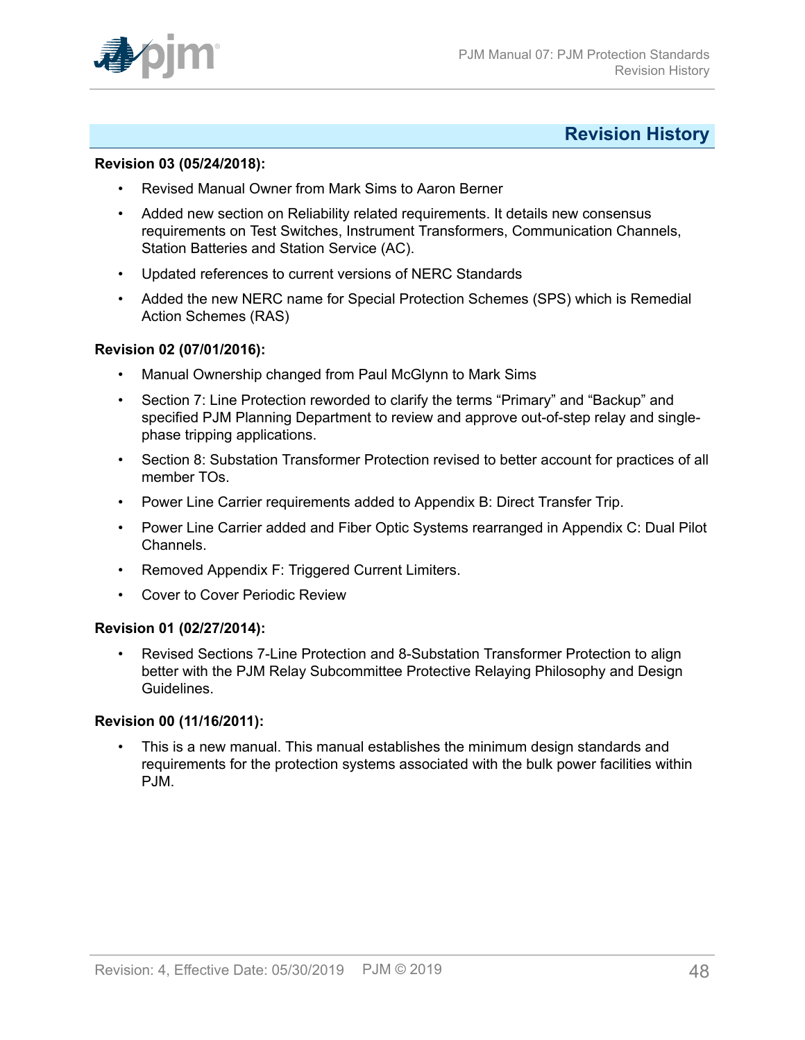## Revision History

**Revision 03 (05/24/2018):**

- Revised Manual Owner from Mark Sims to Aaron Berner
- Added new section on Reliability related requirements. It details new consensus requirements on Test Switches, Instrument Transformers, Communication Channels, Station Batteries and Station Service (AC).
- Updated references to current versions of NERC Standards
- Added the new NERC name for Special Protection Schemes (SPS) which is Remedial Action Schemes (RAS)

**Revision 02 (07/01/2016):**

- Manual Ownership changed from Paul McGlynn to Mark Sims
- Section 7: Line Protection reworded to clarify the terms “Primary” and “Backup” and specified PJM Planning Department to review and approve out-of-step relay and single-phase tripping applications.
- Section 8: Substation Transformer Protection revised to better account for practices of all member TOs.
- Power Line Carrier requirements added to Appendix B: Direct Transfer Trip.
- Power Line Carrier added and Fiber Optic Systems rearranged in Appendix C: Dual Pilot Channels.
- Removed Appendix F: Triggered Current Limiters.
- Cover to Cover Periodic Review

**Revision 01 (02/27/2014):**

- Revised Sections 7-Line Protection and 8-Substation Transformer Protection to align better with the PJM Relay Subcommittee Protective Relaying Philosophy and Design Guidelines.

**Revision 00 (11/16/2011):**

- This is a new manual. This manual establishes the minimum design standards and requirements for the protection systems associated with the bulk power facilities within PJM.